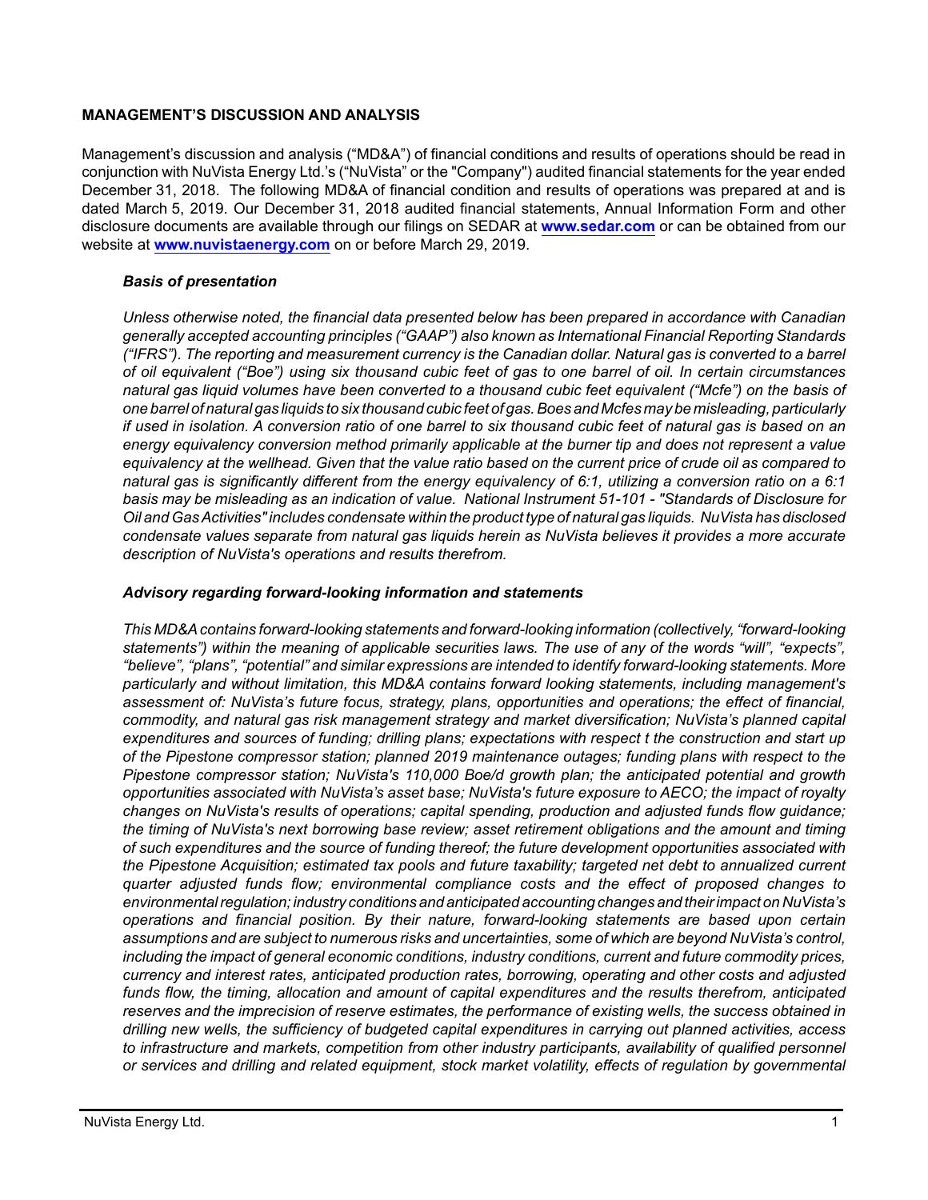## MANAGEMENT'S DISCUSSION AND ANALYSIS

Management's discussion and analysis ("MD&A") of financial conditions and results of operations should be read in conjunction with NuVista Energy Ltd.'s ("NuVista" or the "Company") audited financial statements for the year ended December 31, 2018. The following MD&A of financial condition and results of operations was prepared at and is dated March 5, 2019. Our December 31, 2018 audited financial statements, Annual Information Form and other disclosure documents are available through our filings on SEDAR at **www.sedar.com** or can be obtained from our website at **www.nuvistaenergy.com** on or before March 29, 2019.

### *Basis of presentation*

*Unless otherwise noted, the financial data presented below has been prepared in accordance with Canadian generally accepted accounting principles ("GAAP") also known as International Financial Reporting Standards ("IFRS"). The reporting and measurement currency is the Canadian dollar. Natural gas is converted to a barrel of oil equivalent ("Boe") using six thousand cubic feet of gas to one barrel of oil. In certain circumstances natural gas liquid volumes have been converted to a thousand cubic feet equivalent ("Mcfe") on the basis of one barrel of natural gas liquids to six thousand cubic feet of gas. Boes and Mcfes may be misleading, particularly if used in isolation. A conversion ratio of one barrel to six thousand cubic feet of natural gas is based on an energy equivalency conversion method primarily applicable at the burner tip and does not represent a value equivalency at the wellhead. Given that the value ratio based on the current price of crude oil as compared to natural gas is significantly different from the energy equivalency of 6:1, utilizing a conversion ratio on a 6:1 basis may be misleading as an indication of value. National Instrument 51-101 - "Standards of Disclosure for Oil and Gas Activities" includes condensate within the product type of natural gas liquids. NuVista has disclosed condensate values separate from natural gas liquids herein as NuVista believes it provides a more accurate description of NuVista's operations and results therefrom.*

### *Advisory regarding forward-looking information and statements*

*This MD&A contains forward-looking statements and forward-looking information (collectively, "forward-looking statements") within the meaning of applicable securities laws. The use of any of the words "will", "expects", "believe", "plans", "potential" and similar expressions are intended to identify forward-looking statements. More particularly and without limitation, this MD&A contains forward looking statements, including management's assessment of: NuVista's future focus, strategy, plans, opportunities and operations; the effect of financial, commodity, and natural gas risk management strategy and market diversification; NuVista's planned capital expenditures and sources of funding; drilling plans; expectations with respect t the construction and start up of the Pipestone compressor station; planned 2019 maintenance outages; funding plans with respect to the Pipestone compressor station; NuVista's 110,000 Boe/d growth plan; the anticipated potential and growth opportunities associated with NuVista's asset base; NuVista's future exposure to AECO; the impact of royalty changes on NuVista's results of operations; capital spending, production and adjusted funds flow guidance; the timing of NuVista's next borrowing base review; asset retirement obligations and the amount and timing of such expenditures and the source of funding thereof; the future development opportunities associated with the Pipestone Acquisition; estimated tax pools and future taxability; targeted net debt to annualized current quarter adjusted funds flow; environmental compliance costs and the effect of proposed changes to environmental regulation; industry conditions and anticipated accounting changes and their impact on NuVista's operations and financial position. By their nature, forward-looking statements are based upon certain assumptions and are subject to numerous risks and uncertainties, some of which are beyond NuVista's control, including the impact of general economic conditions, industry conditions, current and future commodity prices, currency and interest rates, anticipated production rates, borrowing, operating and other costs and adjusted funds flow, the timing, allocation and amount of capital expenditures and the results therefrom, anticipated reserves and the imprecision of reserve estimates, the performance of existing wells, the success obtained in drilling new wells, the sufficiency of budgeted capital expenditures in carrying out planned activities, access to infrastructure and markets, competition from other industry participants, availability of qualified personnel or services and drilling and related equipment, stock market volatility, effects of regulation by governmental*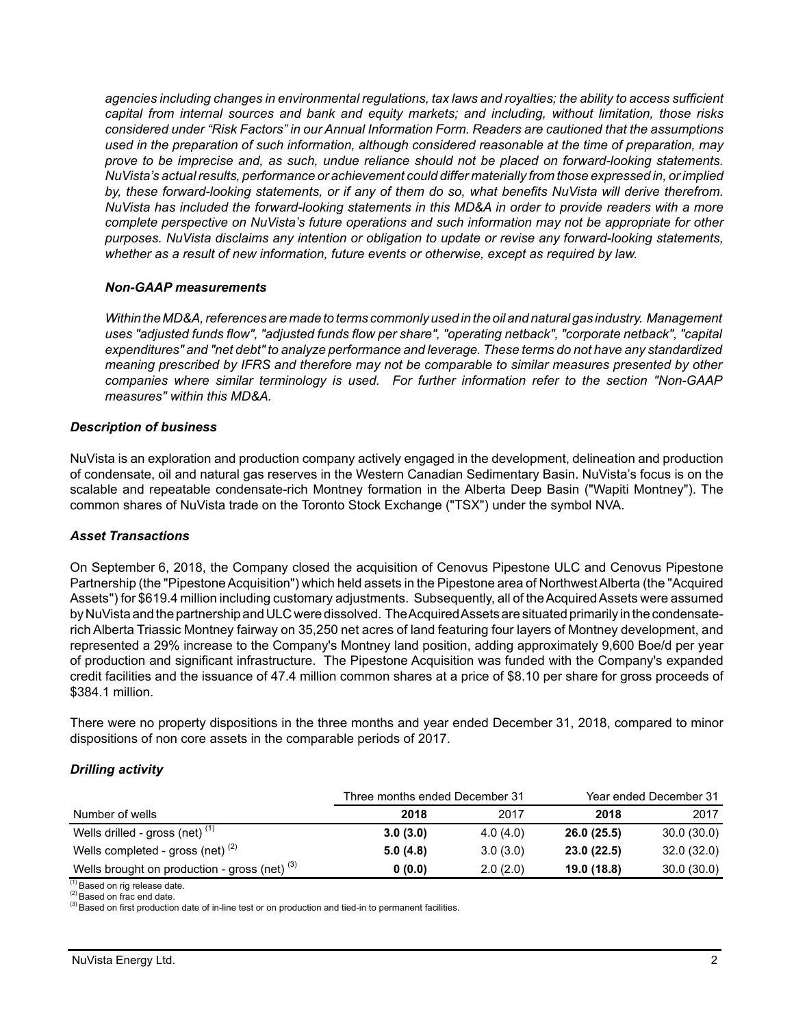*agencies including changes in environmental regulations, tax laws and royalties; the ability to access sufficient capital from internal sources and bank and equity markets; and including, without limitation, those risks considered under "Risk Factors" in our Annual Information Form. Readers are cautioned that the assumptions used in the preparation of such information, although considered reasonable at the time of preparation, may prove to be imprecise and, as such, undue reliance should not be placed on forward-looking statements. NuVista's actual results, performance or achievement could differ materially from those expressed in, or implied by, these forward-looking statements, or if any of them do so, what benefits NuVista will derive therefrom. NuVista has included the forward-looking statements in this MD&A in order to provide readers with a more complete perspective on NuVista's future operations and such information may not be appropriate for other purposes. NuVista disclaims any intention or obligation to update or revise any forward-looking statements, whether as a result of new information, future events or otherwise, except as required by law.*

***Non-GAAP measurements***

*Within the MD&A, references are made to terms commonly used in the oil and natural gas industry. Management uses "adjusted funds flow", "adjusted funds flow per share", "operating netback", "corporate netback", "capital expenditures" and "net debt" to analyze performance and leverage. These terms do not have any standardized meaning prescribed by IFRS and therefore may not be comparable to similar measures presented by other companies where similar terminology is used. For further information refer to the section "Non-GAAP measures" within this MD&A.*

## *Description of business*

NuVista is an exploration and production company actively engaged in the development, delineation and production of condensate, oil and natural gas reserves in the Western Canadian Sedimentary Basin. NuVista's focus is on the scalable and repeatable condensate-rich Montney formation in the Alberta Deep Basin ("Wapiti Montney"). The common shares of NuVista trade on the Toronto Stock Exchange ("TSX") under the symbol NVA.

## *Asset Transactions*

On September 6, 2018, the Company closed the acquisition of Cenovus Pipestone ULC and Cenovus Pipestone Partnership (the "Pipestone Acquisition") which held assets in the Pipestone area of Northwest Alberta (the "Acquired Assets") for $619.4 million including customary adjustments. Subsequently, all of the Acquired Assets were assumed by NuVista and the partnership and ULC were dissolved. The Acquired Assets are situated primarily in the condensate-rich Alberta Triassic Montney fairway on 35,250 net acres of land featuring four layers of Montney development, and represented a 29% increase to the Company's Montney land position, adding approximately 9,600 Boe/d per year of production and significant infrastructure. The Pipestone Acquisition was funded with the Company's expanded credit facilities and the issuance of 47.4 million common shares at a price of $8.10 per share for gross proceeds of $384.1 million.

There were no property dispositions in the three months and year ended December 31, 2018, compared to minor dispositions of non core assets in the comparable periods of 2017.

## *Drilling activity*

| | Three months ended December 31 | | Year ended December 31 | |
|---|---|---|---|---|
| Number of wells | **2018** | 2017 | **2018** | 2017 |
| Wells drilled - gross (net) [1] | **3.0 (3.0)** | 4.0 (4.0) | **26.0 (25.5)** | 30.0 (30.0) |
| Wells completed - gross (net) [2] | **5.0 (4.8)** | 3.0 (3.0) | **23.0 (22.5)** | 32.0 (32.0) |
| Wells brought on production - gross (net) [3] | **0 (0.0)** | 2.0 (2.0) | **19.0 (18.8)** | 30.0 (30.0) |

[1] Based on rig release date.
[2] Based on frac end date.
[3] Based on first production date of in-line test or on production and tied-in to permanent facilities.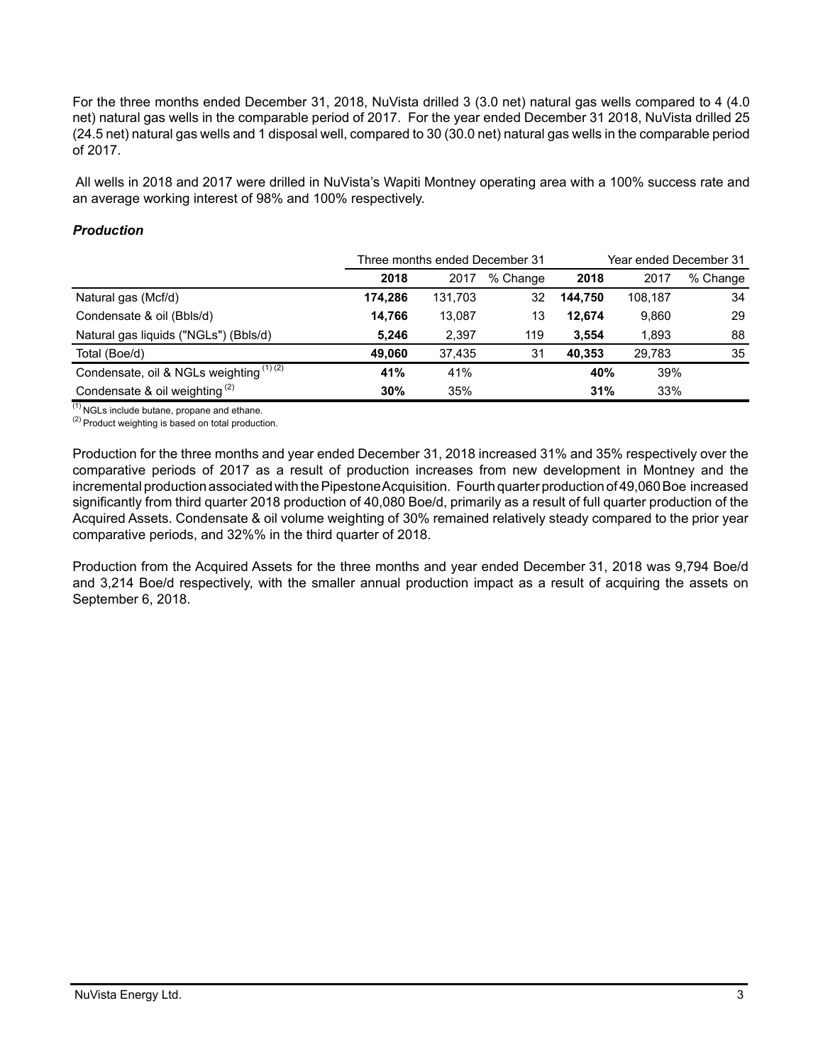For the three months ended December 31, 2018, NuVista drilled 3 (3.0 net) natural gas wells compared to 4 (4.0 net) natural gas wells in the comparable period of 2017. For the year ended December 31 2018, NuVista drilled 25 (24.5 net) natural gas wells and 1 disposal well, compared to 30 (30.0 net) natural gas wells in the comparable period of 2017.

All wells in 2018 and 2017 were drilled in NuVista's Wapiti Montney operating area with a 100% success rate and an average working interest of 98% and 100% respectively.

### *Production*

| | Three months ended December 31 | | | Year ended December 31 | | |
|---|---|---|---|---|---|---|
| | **2018** | 2017 | % Change | **2018** | 2017 | % Change |
| Natural gas (Mcf/d) | **174,286** | 131,703 | 32 | **144,750** | 108,187 | 34 |
| Condensate & oil (Bbls/d) | **14,766** | 13,087 | 13 | **12,674** | 9,860 | 29 |
| Natural gas liquids ("NGLs") (Bbls/d) | **5,246** | 2,397 | 119 | **3,554** | 1,893 | 88 |
| Total (Boe/d) | **49,060** | 37,435 | 31 | **40,353** | 29,783 | 35 |
| Condensate, oil & NGLs weighting [(1) (2)] | **41%** | 41% | | **40%** | 39% | |
| Condensate & oil weighting [(2)] | **30%** | 35% | | **31%** | 33% | |

[(1)] NGLs include butane, propane and ethane.
[(2)] Product weighting is based on total production.

Production for the three months and year ended December 31, 2018 increased 31% and 35% respectively over the comparative periods of 2017 as a result of production increases from new development in Montney and the incremental production associated with the Pipestone Acquisition. Fourth quarter production of 49,060 Boe increased significantly from third quarter 2018 production of 40,080 Boe/d, primarily as a result of full quarter production of the Acquired Assets. Condensate & oil volume weighting of 30% remained relatively steady compared to the prior year comparative periods, and 32%% in the third quarter of 2018.

Production from the Acquired Assets for the three months and year ended December 31, 2018 was 9,794 Boe/d and 3,214 Boe/d respectively, with the smaller annual production impact as a result of acquiring the assets on September 6, 2018.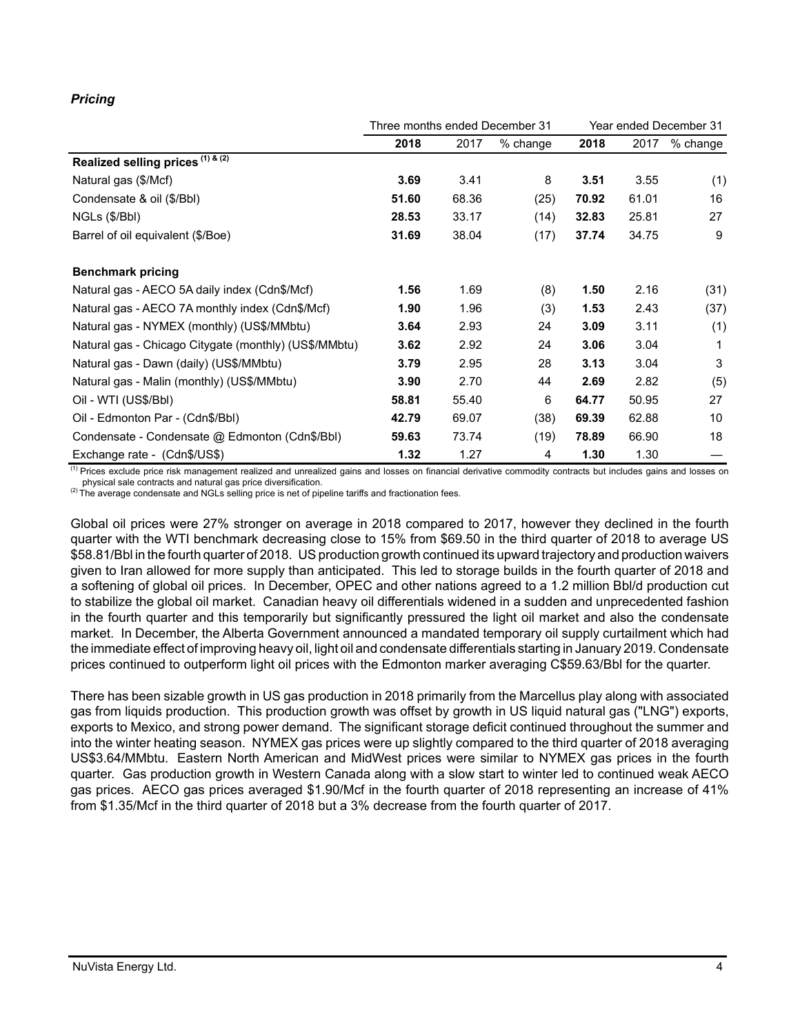### *Pricing*

| | Three months ended December 31 | | | Year ended December 31 | | |
|---|---|---|---|---|---|---|
| | **2018** | 2017 | % change | **2018** | 2017 | % change |
| **Realized selling prices [(1) & (2)]** | | | | | | |
| Natural gas ($/Mcf) | **3.69** | 3.41 | 8 | **3.51** | 3.55 | (1) |
| Condensate & oil ($/Bbl) | **51.60** | 68.36 | (25) | **70.92** | 61.01 | 16 |
| NGLs ($/Bbl) | **28.53** | 33.17 | (14) | **32.83** | 25.81 | 27 |
| Barrel of oil equivalent ($/Boe) | **31.69** | 38.04 | (17) | **37.74** | 34.75 | 9 |
| **Benchmark pricing** | | | | | | |
| Natural gas - AECO 5A daily index (Cdn$/Mcf) | **1.56** | 1.69 | (8) | **1.50** | 2.16 | (31) |
| Natural gas - AECO 7A monthly index (Cdn$/Mcf) | **1.90** | 1.96 | (3) | **1.53** | 2.43 | (37) |
| Natural gas - NYMEX (monthly) (US$/MMbtu) | **3.64** | 2.93 | 24 | **3.09** | 3.11 | (1) |
| Natural gas - Chicago Citygate (monthly) (US$/MMbtu) | **3.62** | 2.92 | 24 | **3.06** | 3.04 | 1 |
| Natural gas - Dawn (daily) (US$/MMbtu) | **3.79** | 2.95 | 28 | **3.13** | 3.04 | 3 |
| Natural gas - Malin (monthly) (US$/MMbtu) | **3.90** | 2.70 | 44 | **2.69** | 2.82 | (5) |
| Oil - WTI (US$/Bbl) | **58.81** | 55.40 | 6 | **64.77** | 50.95 | 27 |
| Oil - Edmonton Par - (Cdn$/Bbl) | **42.79** | 69.07 | (38) | **69.39** | 62.88 | 10 |
| Condensate - Condensate @ Edmonton (Cdn$/Bbl) | **59.63** | 73.74 | (19) | **78.89** | 66.90 | 18 |
| Exchange rate - (Cdn$/US$) | **1.32** | 1.27 | 4 | **1.30** | 1.30 | — |

(1) Prices exclude price risk management realized and unrealized gains and losses on financial derivative commodity contracts but includes gains and losses on physical sale contracts and natural gas price diversification.
(2) The average condensate and NGLs selling price is net of pipeline tariffs and fractionation fees.

Global oil prices were 27% stronger on average in 2018 compared to 2017, however they declined in the fourth quarter with the WTI benchmark decreasing close to 15% from $69.50 in the third quarter of 2018 to average US $58.81/Bbl in the fourth quarter of 2018. US production growth continued its upward trajectory and production waivers given to Iran allowed for more supply than anticipated. This led to storage builds in the fourth quarter of 2018 and a softening of global oil prices. In December, OPEC and other nations agreed to a 1.2 million Bbl/d production cut to stabilize the global oil market. Canadian heavy oil differentials widened in a sudden and unprecedented fashion in the fourth quarter and this temporarily but significantly pressured the light oil market and also the condensate market. In December, the Alberta Government announced a mandated temporary oil supply curtailment which had the immediate effect of improving heavy oil, light oil and condensate differentials starting in January 2019. Condensate prices continued to outperform light oil prices with the Edmonton marker averaging C$59.63/Bbl for the quarter.

There has been sizable growth in US gas production in 2018 primarily from the Marcellus play along with associated gas from liquids production. This production growth was offset by growth in US liquid natural gas ("LNG") exports, exports to Mexico, and strong power demand. The significant storage deficit continued throughout the summer and into the winter heating season. NYMEX gas prices were up slightly compared to the third quarter of 2018 averaging US$3.64/MMbtu. Eastern North American and MidWest prices were similar to NYMEX gas prices in the fourth quarter. Gas production growth in Western Canada along with a slow start to winter led to continued weak AECO gas prices. AECO gas prices averaged $1.90/Mcf in the fourth quarter of 2018 representing an increase of 41% from $1.35/Mcf in the third quarter of 2018 but a 3% decrease from the fourth quarter of 2017.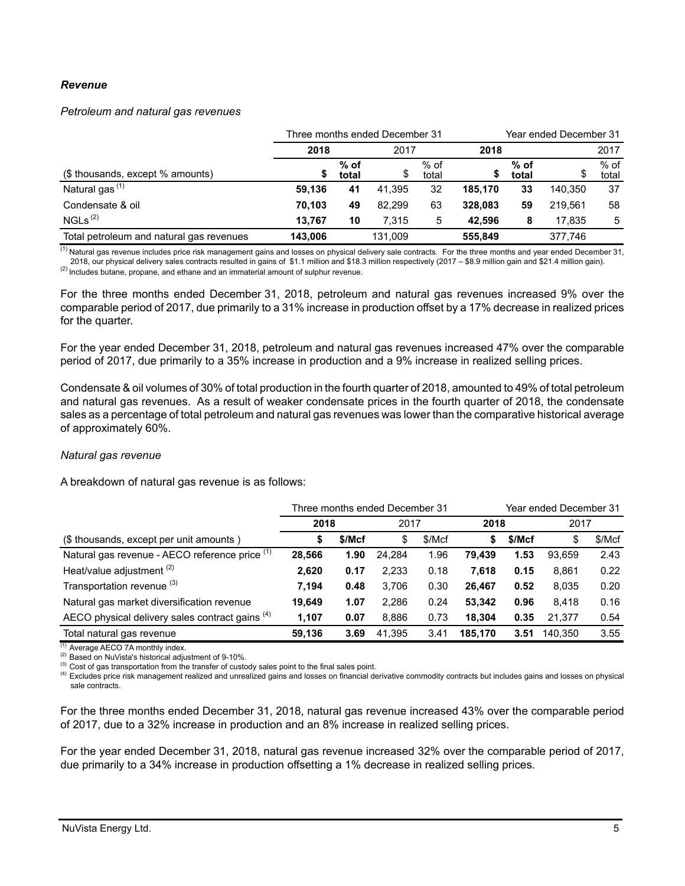***Revenue***

*Petroleum and natural gas revenues*

| | Three months ended December 31 | | | | Year ended December 31 | | | |
|---|---|---|---|---|---|---|---|---|
| | **2018** | | 2017 | | **2018** | | 2017 | |
| ($ thousands, except % amounts) | **$** | **% of total** | $ | % of total | **$** | **% of total** | $ | % of total |
| Natural gas [(1)] | **59,136** | **41** | 41,395 | 32 | **185,170** | **33** | 140,350 | 37 |
| Condensate & oil | **70,103** | **49** | 82,299 | 63 | **328,083** | **59** | 219,561 | 58 |
| NGLs [(2)] | **13,767** | **10** | 7,315 | 5 | **42,596** | **8** | 17,835 | 5 |
| Total petroleum and natural gas revenues | **143,006** | | 131,009 | | **555,849** | | 377,746 | |

[(1)] Natural gas revenue includes price risk management gains and losses on physical delivery sale contracts. For the three months and year ended December 31, 2018, our physical delivery sales contracts resulted in gains of $1.1 million and $18.3 million respectively (2017 – $8.9 million gain and $21.4 million gain).
[(2)] Includes butane, propane, and ethane and an immaterial amount of sulphur revenue.

For the three months ended December 31, 2018, petroleum and natural gas revenues increased 9% over the comparable period of 2017, due primarily to a 31% increase in production offset by a 17% decrease in realized prices for the quarter.

For the year ended December 31, 2018, petroleum and natural gas revenues increased 47% over the comparable period of 2017, due primarily to a 35% increase in production and a 9% increase in realized selling prices.

Condensate & oil volumes of 30% of total production in the fourth quarter of 2018, amounted to 49% of total petroleum and natural gas revenues. As a result of weaker condensate prices in the fourth quarter of 2018, the condensate sales as a percentage of total petroleum and natural gas revenues was lower than the comparative historical average of approximately 60%.

*Natural gas revenue*

A breakdown of natural gas revenue is as follows:

| | Three months ended December 31 | | | | Year ended December 31 | | | |
|---|---|---|---|---|---|---|---|---|
| | **2018** | | 2017 | | **2018** | | 2017 | |
| ($ thousands, except per unit amounts ) | **$** | **$/Mcf** | $ | $/Mcf | **$** | **$/Mcf** | $ | $/Mcf |
| Natural gas revenue - AECO reference price [(1)] | **28,566** | **1.90** | 24,284 | 1.96 | **79,439** | **1.53** | 93,659 | 2.43 |
| Heat/value adjustment [(2)] | **2,620** | **0.17** | 2,233 | 0.18 | **7,618** | **0.15** | 8,861 | 0.22 |
| Transportation revenue [(3)] | **7,194** | **0.48** | 3,706 | 0.30 | **26,467** | **0.52** | 8,035 | 0.20 |
| Natural gas market diversification revenue | **19,649** | **1.07** | 2,286 | 0.24 | **53,342** | **0.96** | 8,418 | 0.16 |
| AECO physical delivery sales contract gains [(4)] | **1,107** | **0.07** | 8,886 | 0.73 | **18,304** | **0.35** | 21,377 | 0.54 |
| Total natural gas revenue | **59,136** | **3.69** | 41,395 | 3.41 | **185,170** | **3.51** | 140,350 | 3.55 |

[(1)] Average AECO 7A monthly index.
[(2)] Based on NuVista's historical adjustment of 9-10%.
[(3)] Cost of gas transportation from the transfer of custody sales point to the final sales point.
[(4)] Excludes price risk management realized and unrealized gains and losses on financial derivative commodity contracts but includes gains and losses on physical sale contracts.

For the three months ended December 31, 2018, natural gas revenue increased 43% over the comparable period of 2017, due to a 32% increase in production and an 8% increase in realized selling prices.

For the year ended December 31, 2018, natural gas revenue increased 32% over the comparable period of 2017, due primarily to a 34% increase in production offsetting a 1% decrease in realized selling prices.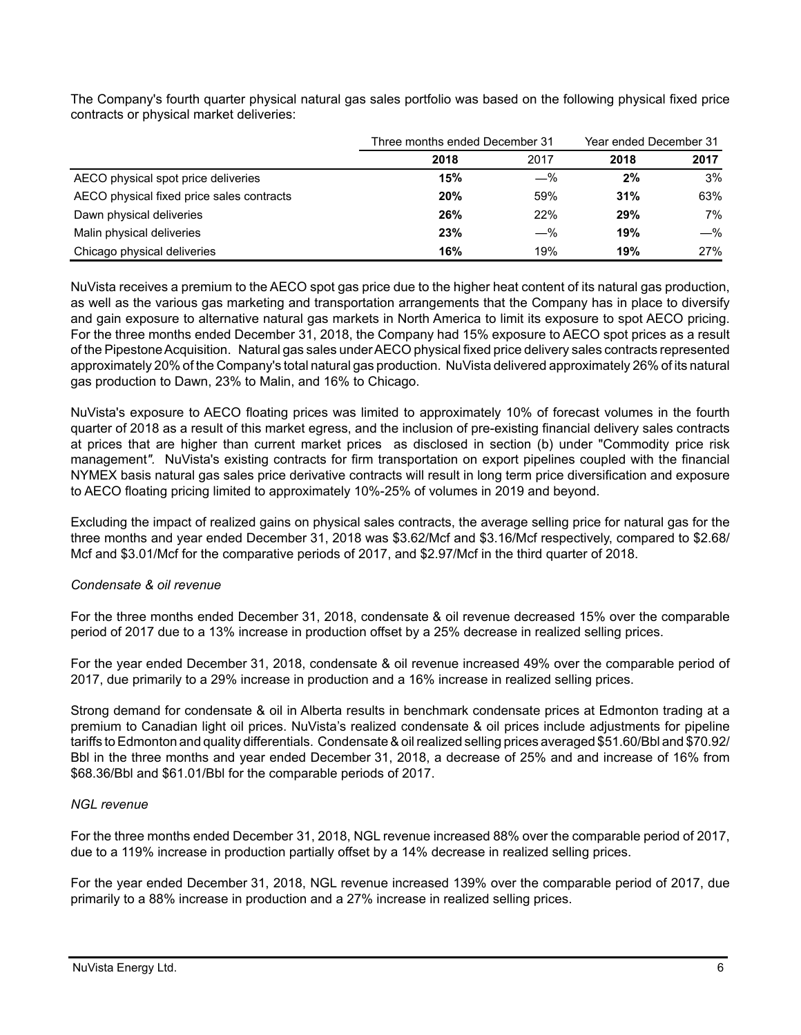The Company's fourth quarter physical natural gas sales portfolio was based on the following physical fixed price contracts or physical market deliveries:

| | Three months ended December 31 | | Year ended December 31 | |
|---|---|---|---|---|
| | **2018** | 2017 | **2018** | **2017** |
| AECO physical spot price deliveries | **15%** | —% | **2%** | 3% |
| AECO physical fixed price sales contracts | **20%** | 59% | **31%** | 63% |
| Dawn physical deliveries | **26%** | 22% | **29%** | 7% |
| Malin physical deliveries | **23%** | —% | **19%** | —% |
| Chicago physical deliveries | **16%** | 19% | **19%** | 27% |

NuVista receives a premium to the AECO spot gas price due to the higher heat content of its natural gas production, as well as the various gas marketing and transportation arrangements that the Company has in place to diversify and gain exposure to alternative natural gas markets in North America to limit its exposure to spot AECO pricing. For the three months ended December 31, 2018, the Company had 15% exposure to AECO spot prices as a result of the Pipestone Acquisition. Natural gas sales under AECO physical fixed price delivery sales contracts represented approximately 20% of the Company's total natural gas production. NuVista delivered approximately 26% of its natural gas production to Dawn, 23% to Malin, and 16% to Chicago.

NuVista's exposure to AECO floating prices was limited to approximately 10% of forecast volumes in the fourth quarter of 2018 as a result of this market egress, and the inclusion of pre-existing financial delivery sales contracts at prices that are higher than current market prices as disclosed in section (b) under "Commodity price risk management". NuVista's existing contracts for firm transportation on export pipelines coupled with the financial NYMEX basis natural gas sales price derivative contracts will result in long term price diversification and exposure to AECO floating pricing limited to approximately 10%-25% of volumes in 2019 and beyond.

Excluding the impact of realized gains on physical sales contracts, the average selling price for natural gas for the three months and year ended December 31, 2018 was $3.62/Mcf and $3.16/Mcf respectively, compared to $2.68/Mcf and $3.01/Mcf for the comparative periods of 2017, and $2.97/Mcf in the third quarter of 2018.

*Condensate & oil revenue*

For the three months ended December 31, 2018, condensate & oil revenue decreased 15% over the comparable period of 2017 due to a 13% increase in production offset by a 25% decrease in realized selling prices.

For the year ended December 31, 2018, condensate & oil revenue increased 49% over the comparable period of 2017, due primarily to a 29% increase in production and a 16% increase in realized selling prices.

Strong demand for condensate & oil in Alberta results in benchmark condensate prices at Edmonton trading at a premium to Canadian light oil prices. NuVista's realized condensate & oil prices include adjustments for pipeline tariffs to Edmonton and quality differentials. Condensate & oil realized selling prices averaged $51.60/Bbl and $70.92/Bbl in the three months and year ended December 31, 2018, a decrease of 25% and and increase of 16% from $68.36/Bbl and $61.01/Bbl for the comparable periods of 2017.

*NGL revenue*

For the three months ended December 31, 2018, NGL revenue increased 88% over the comparable period of 2017, due to a 119% increase in production partially offset by a 14% decrease in realized selling prices.

For the year ended December 31, 2018, NGL revenue increased 139% over the comparable period of 2017, due primarily to a 88% increase in production and a 27% increase in realized selling prices.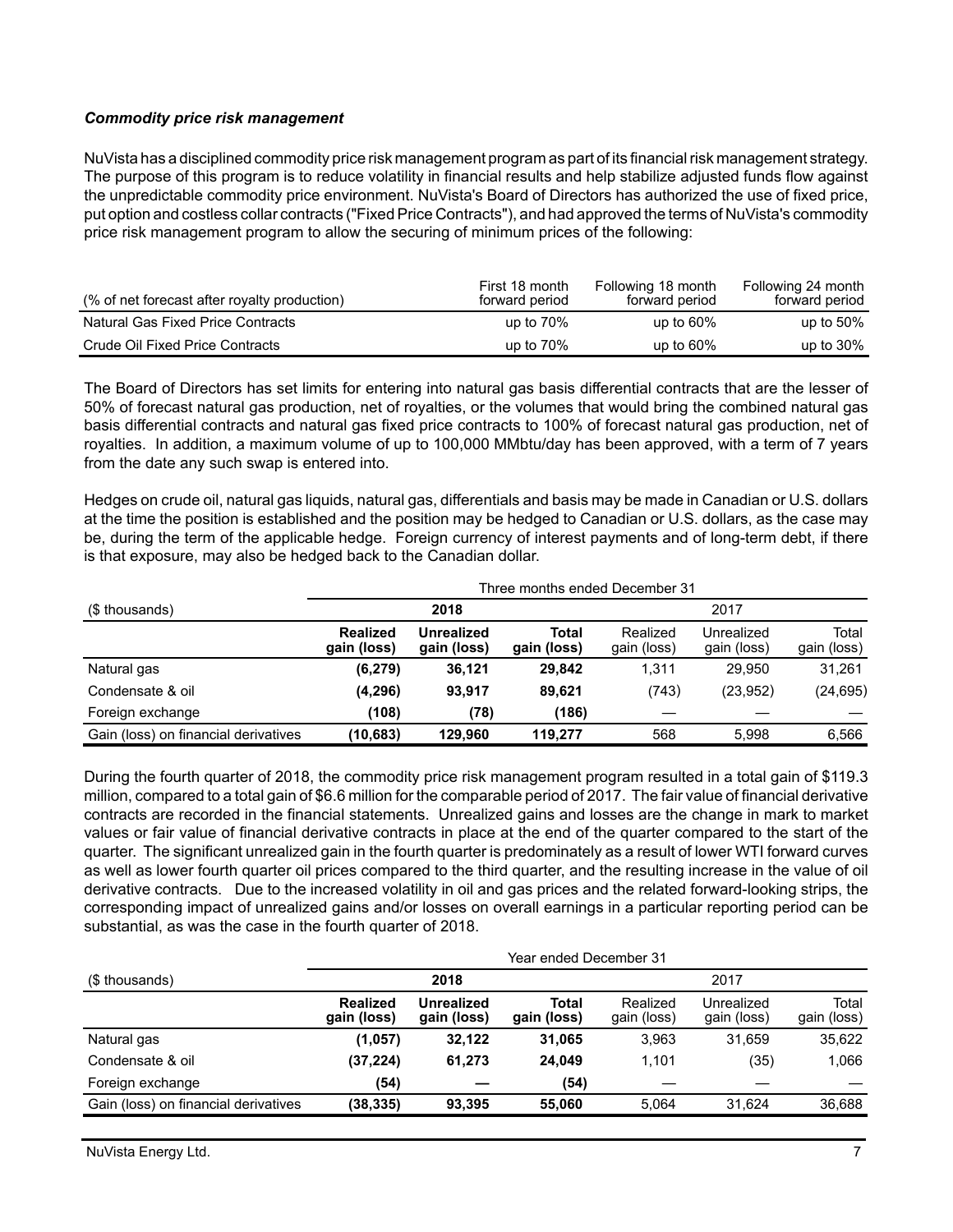### *Commodity price risk management*

NuVista has a disciplined commodity price risk management program as part of its financial risk management strategy. The purpose of this program is to reduce volatility in financial results and help stabilize adjusted funds flow against the unpredictable commodity price environment. NuVista's Board of Directors has authorized the use of fixed price, put option and costless collar contracts ("Fixed Price Contracts"), and had approved the terms of NuVista's commodity price risk management program to allow the securing of minimum prices of the following:

| (% of net forecast after royalty production) | First 18 month forward period | Following 18 month forward period | Following 24 month forward period |
|---|---|---|---|
| Natural Gas Fixed Price Contracts | up to 70% | up to 60% | up to 50% |
| Crude Oil Fixed Price Contracts | up to 70% | up to 60% | up to 30% |

The Board of Directors has set limits for entering into natural gas basis differential contracts that are the lesser of 50% of forecast natural gas production, net of royalties, or the volumes that would bring the combined natural gas basis differential contracts and natural gas fixed price contracts to 100% of forecast natural gas production, net of royalties. In addition, a maximum volume of up to 100,000 MMbtu/day has been approved, with a term of 7 years from the date any such swap is entered into.

Hedges on crude oil, natural gas liquids, natural gas, differentials and basis may be made in Canadian or U.S. dollars at the time the position is established and the position may be hedged to Canadian or U.S. dollars, as the case may be, during the term of the applicable hedge. Foreign currency of interest payments and of long-term debt, if there is that exposure, may also be hedged back to the Canadian dollar.

| | Three months ended December 31 | | | | | |
|---|---|---|---|---|---|---|
| ($ thousands) | **2018** | | | 2017 | | |
| | **Realized gain (loss)** | **Unrealized gain (loss)** | **Total gain (loss)** | Realized gain (loss) | Unrealized gain (loss) | Total gain (loss) |
| Natural gas | **(6,279)** | **36,121** | **29,842** | 1,311 | 29,950 | 31,261 |
| Condensate & oil | **(4,296)** | **93,917** | **89,621** | (743) | (23,952) | (24,695) |
| Foreign exchange | **(108)** | **(78)** | **(186)** | — | — | — |
| Gain (loss) on financial derivatives | **(10,683)** | **129,960** | **119,277** | 568 | 5,998 | 6,566 |

During the fourth quarter of 2018, the commodity price risk management program resulted in a total gain of $119.3 million, compared to a total gain of $6.6 million for the comparable period of 2017. The fair value of financial derivative contracts are recorded in the financial statements. Unrealized gains and losses are the change in mark to market values or fair value of financial derivative contracts in place at the end of the quarter compared to the start of the quarter. The significant unrealized gain in the fourth quarter is predominately as a result of lower WTI forward curves as well as lower fourth quarter oil prices compared to the third quarter, and the resulting increase in the value of oil derivative contracts. Due to the increased volatility in oil and gas prices and the related forward-looking strips, the corresponding impact of unrealized gains and/or losses on overall earnings in a particular reporting period can be substantial, as was the case in the fourth quarter of 2018.

| | Year ended December 31 | | | | | |
|---|---|---|---|---|---|---|
| ($ thousands) | **2018** | | | 2017 | | |
| | **Realized gain (loss)** | **Unrealized gain (loss)** | **Total gain (loss)** | Realized gain (loss) | Unrealized gain (loss) | Total gain (loss) |
| Natural gas | **(1,057)** | **32,122** | **31,065** | 3,963 | 31,659 | 35,622 |
| Condensate & oil | **(37,224)** | **61,273** | **24,049** | 1,101 | (35) | 1,066 |
| Foreign exchange | **(54)** | **—** | **(54)** | — | — | — |
| Gain (loss) on financial derivatives | **(38,335)** | **93,395** | **55,060** | 5,064 | 31,624 | 36,688 |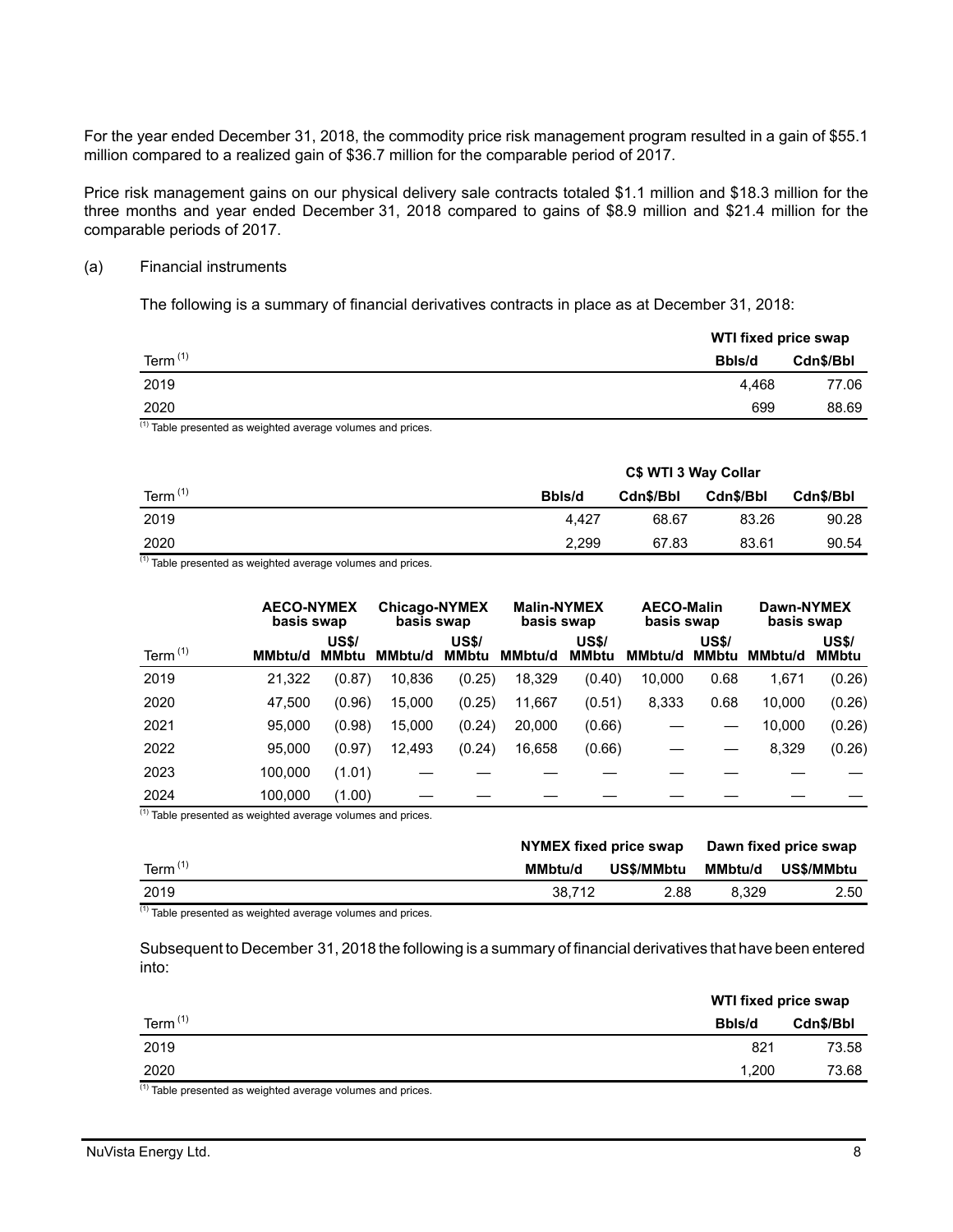For the year ended December 31, 2018, the commodity price risk management program resulted in a gain of $55.1 million compared to a realized gain of $36.7 million for the comparable period of 2017.

Price risk management gains on our physical delivery sale contracts totaled $1.1 million and $18.3 million for the three months and year ended December 31, 2018 compared to gains of $8.9 million and $21.4 million for the comparable periods of 2017.

(a) Financial instruments

The following is a summary of financial derivatives contracts in place as at December 31, 2018:

| | WTI fixed price swap | |
|---|---|---|
| Term [(1)] | Bbls/d | Cdn$/Bbl |
| 2019 | 4,468 | 77.06 |
| 2020 | 699 | 88.69 |

[(1)] Table presented as weighted average volumes and prices.

| | C$ WTI 3 Way Collar | | | |
|---|---|---|---|---|
| Term [(1)] | Bbls/d | Cdn$/Bbl | Cdn$/Bbl | Cdn$/Bbl |
| 2019 | 4,427 | 68.67 | 83.26 | 90.28 |
| 2020 | 2,299 | 67.83 | 83.61 | 90.54 |

[(1)] Table presented as weighted average volumes and prices.

| | AECO-NYMEX basis swap | | Chicago-NYMEX basis swap | | Malin-NYMEX basis swap | | AECO-Malin basis swap | | Dawn-NYMEX basis swap | |
|---|---|---|---|---|---|---|---|---|---|---|
| Term [(1)] | MMbtu/d | US$/ MMbtu | MMbtu/d | US$/ MMbtu | MMbtu/d | US$/ MMbtu | MMbtu/d | US$/ MMbtu | MMbtu/d | US$/ MMbtu |
| 2019 | 21,322 | (0.87) | 10,836 | (0.25) | 18,329 | (0.40) | 10,000 | 0.68 | 1,671 | (0.26) |
| 2020 | 47,500 | (0.96) | 15,000 | (0.25) | 11,667 | (0.51) | 8,333 | 0.68 | 10,000 | (0.26) |
| 2021 | 95,000 | (0.98) | 15,000 | (0.24) | 20,000 | (0.66) | — | — | 10,000 | (0.26) |
| 2022 | 95,000 | (0.97) | 12,493 | (0.24) | 16,658 | (0.66) | — | — | 8,329 | (0.26) |
| 2023 | 100,000 | (1.01) | — | — | — | — | — | — | — | — |
| 2024 | 100,000 | (1.00) | — | — | — | — | — | — | — | — |

[(1)] Table presented as weighted average volumes and prices.

| | NYMEX fixed price swap | | Dawn fixed price swap | |
|---|---|---|---|---|
| Term [(1)] | MMbtu/d | US$/MMbtu | MMbtu/d | US$/MMbtu |
| 2019 | 38,712 | 2.88 | 8,329 | 2.50 |

[(1)] Table presented as weighted average volumes and prices.

Subsequent to December 31, 2018 the following is a summary of financial derivatives that have been entered into:

| | WTI fixed price swap | |
|---|---|---|
| Term [(1)] | Bbls/d | Cdn$/Bbl |
| 2019 | 821 | 73.58 |
| 2020 | 1,200 | 73.68 |

[(1)] Table presented as weighted average volumes and prices.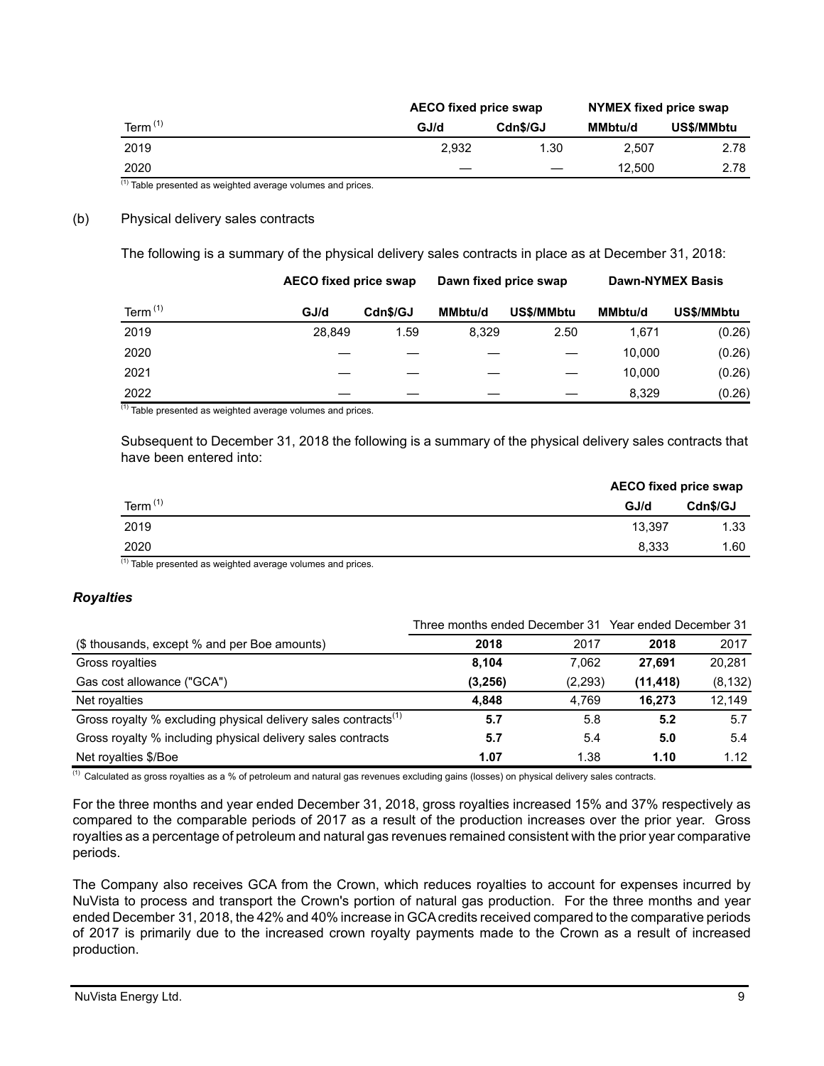| Term [1] | AECO fixed price swap | | NYMEX fixed price swap | |
|---|---|---|---|---|
| | **GJ/d** | **Cdn$/GJ** | **MMbtu/d** | **US$/MMbtu** |
| 2019 | 2,932 | 1.30 | 2,507 | 2.78 |
| 2020 | — | — | 12,500 | 2.78 |

[1] Table presented as weighted average volumes and prices.

(b) Physical delivery sales contracts

The following is a summary of the physical delivery sales contracts in place as at December 31, 2018:

| Term [1] | AECO fixed price swap | | Dawn fixed price swap | | Dawn-NYMEX Basis | |
|---|---|---|---|---|---|---|
| | **GJ/d** | **Cdn$/GJ** | **MMbtu/d** | **US$/MMbtu** | **MMbtu/d** | **US$/MMbtu** |
| 2019 | 28,849 | 1.59 | 8,329 | 2.50 | 1,671 | (0.26) |
| 2020 | — | — | — | — | 10,000 | (0.26) |
| 2021 | — | — | — | — | 10,000 | (0.26) |
| 2022 | — | — | — | — | 8,329 | (0.26) |

[1] Table presented as weighted average volumes and prices.

Subsequent to December 31, 2018 the following is a summary of the physical delivery sales contracts that have been entered into:

| Term [1] | AECO fixed price swap | |
|---|---|---|
| | **GJ/d** | **Cdn$/GJ** |
| 2019 | 13,397 | 1.33 |
| 2020 | 8,333 | 1.60 |

[1] Table presented as weighted average volumes and prices.

### *Royalties*

| | Three months ended December 31 | | Year ended December 31 | |
|---|---|---|---|---|
| ($ thousands, except % and per Boe amounts) | **2018** | 2017 | **2018** | 2017 |
| Gross royalties | **8,104** | 7,062 | **27,691** | 20,281 |
| Gas cost allowance ("GCA") | **(3,256)** | (2,293) | **(11,418)** | (8,132) |
| Net royalties | **4,848** | 4,769 | **16,273** | 12,149 |
| Gross royalty % excluding physical delivery sales contracts[1] | **5.7** | 5.8 | **5.2** | 5.7 |
| Gross royalty % including physical delivery sales contracts | **5.7** | 5.4 | **5.0** | 5.4 |
| Net royalties $/Boe | **1.07** | 1.38 | **1.10** | 1.12 |

[1] Calculated as gross royalties as a % of petroleum and natural gas revenues excluding gains (losses) on physical delivery sales contracts.

For the three months and year ended December 31, 2018, gross royalties increased 15% and 37% respectively as compared to the comparable periods of 2017 as a result of the production increases over the prior year. Gross royalties as a percentage of petroleum and natural gas revenues remained consistent with the prior year comparative periods.

The Company also receives GCA from the Crown, which reduces royalties to account for expenses incurred by NuVista to process and transport the Crown's portion of natural gas production. For the three months and year ended December 31, 2018, the 42% and 40% increase in GCA credits received compared to the comparative periods of 2017 is primarily due to the increased crown royalty payments made to the Crown as a result of increased production.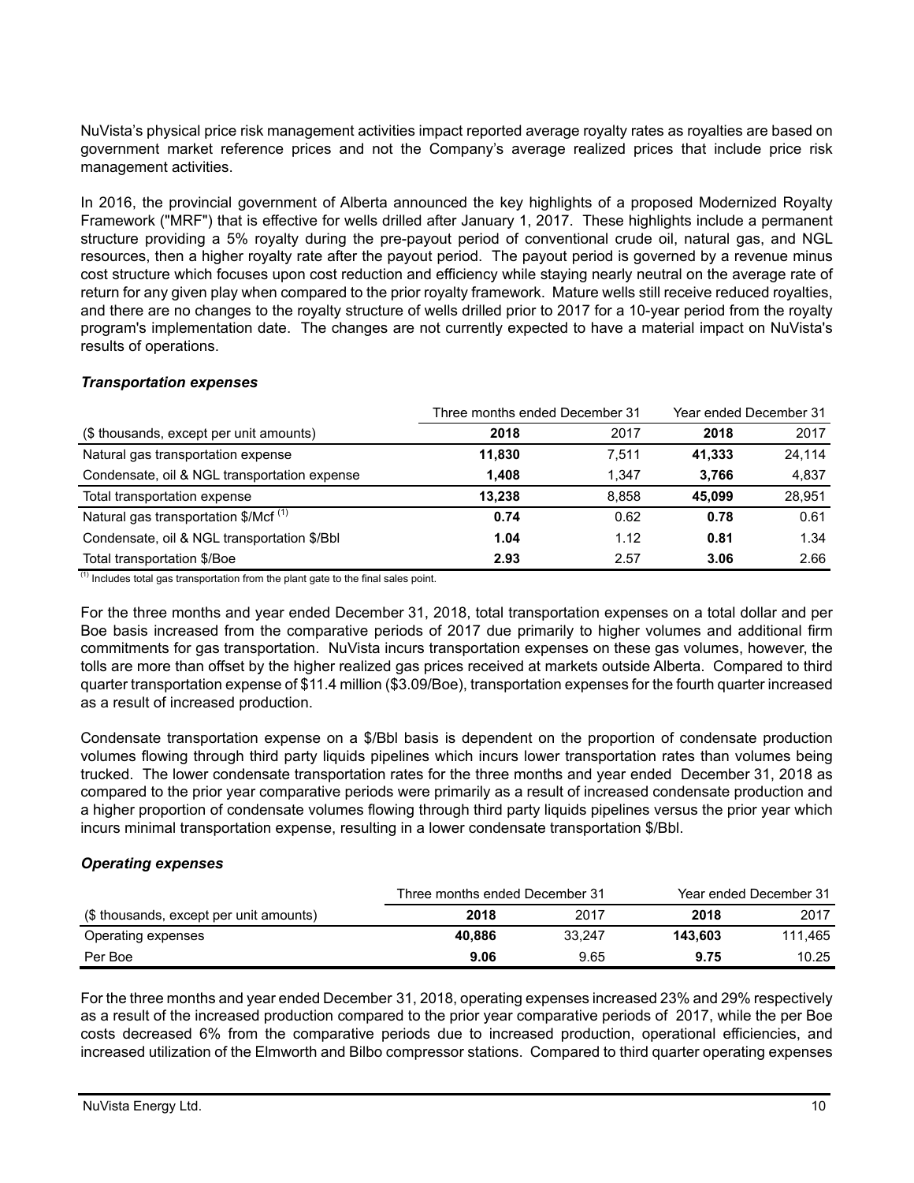NuVista's physical price risk management activities impact reported average royalty rates as royalties are based on government market reference prices and not the Company's average realized prices that include price risk management activities.

In 2016, the provincial government of Alberta announced the key highlights of a proposed Modernized Royalty Framework ("MRF") that is effective for wells drilled after January 1, 2017. These highlights include a permanent structure providing a 5% royalty during the pre-payout period of conventional crude oil, natural gas, and NGL resources, then a higher royalty rate after the payout period. The payout period is governed by a revenue minus cost structure which focuses upon cost reduction and efficiency while staying nearly neutral on the average rate of return for any given play when compared to the prior royalty framework. Mature wells still receive reduced royalties, and there are no changes to the royalty structure of wells drilled prior to 2017 for a 10-year period from the royalty program's implementation date. The changes are not currently expected to have a material impact on NuVista's results of operations.

### *Transportation expenses*

| | Three months ended December 31 | | Year ended December 31 | |
|---|---|---|---|---|
| ($ thousands, except per unit amounts) | **2018** | 2017 | **2018** | 2017 |
| Natural gas transportation expense | **11,830** | 7,511 | **41,333** | 24,114 |
| Condensate, oil & NGL transportation expense | **1,408** | 1,347 | **3,766** | 4,837 |
| Total transportation expense | **13,238** | 8,858 | **45,099** | 28,951 |
| Natural gas transportation $/Mcf [(1)] | **0.74** | 0.62 | **0.78** | 0.61 |
| Condensate, oil & NGL transportation $/Bbl | **1.04** | 1.12 | **0.81** | 1.34 |
| Total transportation $/Boe | **2.93** | 2.57 | **3.06** | 2.66 |

[(1)] Includes total gas transportation from the plant gate to the final sales point.

For the three months and year ended December 31, 2018, total transportation expenses on a total dollar and per Boe basis increased from the comparative periods of 2017 due primarily to higher volumes and additional firm commitments for gas transportation. NuVista incurs transportation expenses on these gas volumes, however, the tolls are more than offset by the higher realized gas prices received at markets outside Alberta. Compared to third quarter transportation expense of $11.4 million ($3.09/Boe), transportation expenses for the fourth quarter increased as a result of increased production.

Condensate transportation expense on a $/Bbl basis is dependent on the proportion of condensate production volumes flowing through third party liquids pipelines which incurs lower transportation rates than volumes being trucked. The lower condensate transportation rates for the three months and year ended December 31, 2018 as compared to the prior year comparative periods were primarily as a result of increased condensate production and a higher proportion of condensate volumes flowing through third party liquids pipelines versus the prior year which incurs minimal transportation expense, resulting in a lower condensate transportation $/Bbl.

### *Operating expenses*

| | Three months ended December 31 | | Year ended December 31 | |
|---|---|---|---|---|
| ($ thousands, except per unit amounts) | **2018** | 2017 | **2018** | 2017 |
| Operating expenses | **40,886** | 33,247 | **143,603** | 111,465 |
| Per Boe | **9.06** | 9.65 | **9.75** | 10.25 |

For the three months and year ended December 31, 2018, operating expenses increased 23% and 29% respectively as a result of the increased production compared to the prior year comparative periods of 2017, while the per Boe costs decreased 6% from the comparative periods due to increased production, operational efficiencies, and increased utilization of the Elmworth and Bilbo compressor stations. Compared to third quarter operating expenses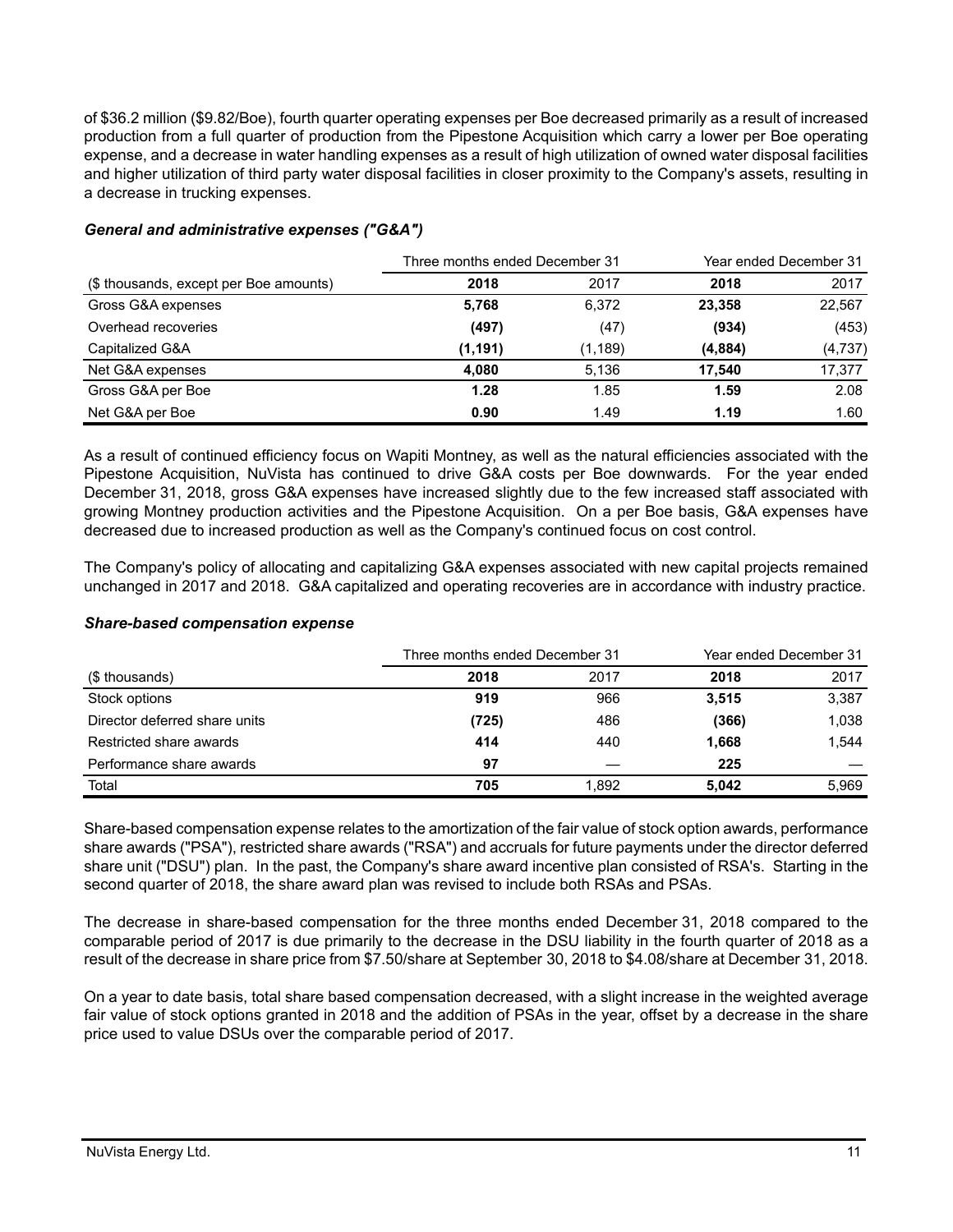of $36.2 million ($9.82/Boe), fourth quarter operating expenses per Boe decreased primarily as a result of increased production from a full quarter of production from the Pipestone Acquisition which carry a lower per Boe operating expense, and a decrease in water handling expenses as a result of high utilization of owned water disposal facilities and higher utilization of third party water disposal facilities in closer proximity to the Company's assets, resulting in a decrease in trucking expenses.

### *General and administrative expenses ("G&A")*

| | Three months ended December 31 | | Year ended December 31 | |
|---|---|---|---|---|
| ($ thousands, except per Boe amounts) | **2018** | 2017 | **2018** | 2017 |
| Gross G&A expenses | **5,768** | 6,372 | **23,358** | 22,567 |
| Overhead recoveries | **(497)** | (47) | **(934)** | (453) |
| Capitalized G&A | **(1,191)** | (1,189) | **(4,884)** | (4,737) |
| Net G&A expenses | **4,080** | 5,136 | **17,540** | 17,377 |
| Gross G&A per Boe | **1.28** | 1.85 | **1.59** | 2.08 |
| Net G&A per Boe | **0.90** | 1.49 | **1.19** | 1.60 |

As a result of continued efficiency focus on Wapiti Montney, as well as the natural efficiencies associated with the Pipestone Acquisition, NuVista has continued to drive G&A costs per Boe downwards. For the year ended December 31, 2018, gross G&A expenses have increased slightly due to the few increased staff associated with growing Montney production activities and the Pipestone Acquisition. On a per Boe basis, G&A expenses have decreased due to increased production as well as the Company's continued focus on cost control.

The Company's policy of allocating and capitalizing G&A expenses associated with new capital projects remained unchanged in 2017 and 2018. G&A capitalized and operating recoveries are in accordance with industry practice.

### *Share-based compensation expense*

| | Three months ended December 31 | | Year ended December 31 | |
|---|---|---|---|---|
| ($ thousands) | **2018** | 2017 | **2018** | 2017 |
| Stock options | **919** | 966 | **3,515** | 3,387 |
| Director deferred share units | **(725)** | 486 | **(366)** | 1,038 |
| Restricted share awards | **414** | 440 | **1,668** | 1,544 |
| Performance share awards | **97** | — | **225** | — |
| Total | **705** | 1,892 | **5,042** | 5,969 |

Share-based compensation expense relates to the amortization of the fair value of stock option awards, performance share awards ("PSA"), restricted share awards ("RSA") and accruals for future payments under the director deferred share unit ("DSU") plan. In the past, the Company's share award incentive plan consisted of RSA's. Starting in the second quarter of 2018, the share award plan was revised to include both RSAs and PSAs.

The decrease in share-based compensation for the three months ended December 31, 2018 compared to the comparable period of 2017 is due primarily to the decrease in the DSU liability in the fourth quarter of 2018 as a result of the decrease in share price from $7.50/share at September 30, 2018 to $4.08/share at December 31, 2018.

On a year to date basis, total share based compensation decreased, with a slight increase in the weighted average fair value of stock options granted in 2018 and the addition of PSAs in the year, offset by a decrease in the share price used to value DSUs over the comparable period of 2017.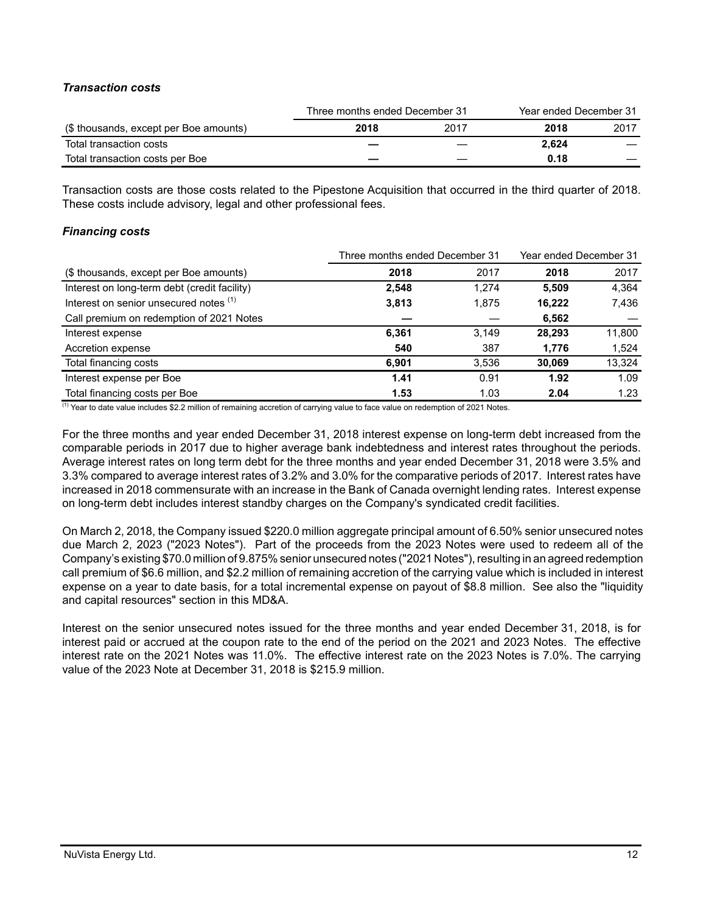### *Transaction costs*

| | Three months ended December 31 | | Year ended December 31 | |
|---|---|---|---|---|
| ($ thousands, except per Boe amounts) | **2018** | 2017 | **2018** | 2017 |
| Total transaction costs | **—** | — | **2,624** | — |
| Total transaction costs per Boe | **—** | — | **0.18** | — |

Transaction costs are those costs related to the Pipestone Acquisition that occurred in the third quarter of 2018. These costs include advisory, legal and other professional fees.

### *Financing costs*

| | Three months ended December 31 | | Year ended December 31 | |
|---|---|---|---|---|
| ($ thousands, except per Boe amounts) | **2018** | 2017 | **2018** | 2017 |
| Interest on long-term debt (credit facility) | **2,548** | 1,274 | **5,509** | 4,364 |
| Interest on senior unsecured notes [(1)] | **3,813** | 1,875 | **16,222** | 7,436 |
| Call premium on redemption of 2021 Notes | **—** | — | **6,562** | — |
| Interest expense | **6,361** | 3,149 | **28,293** | 11,800 |
| Accretion expense | **540** | 387 | **1,776** | 1,524 |
| Total financing costs | **6,901** | 3,536 | **30,069** | 13,324 |
| Interest expense per Boe | **1.41** | 0.91 | **1.92** | 1.09 |
| Total financing costs per Boe | **1.53** | 1.03 | **2.04** | 1.23 |

[(1)] Year to date value includes $2.2 million of remaining accretion of carrying value to face value on redemption of 2021 Notes.

For the three months and year ended December 31, 2018 interest expense on long-term debt increased from the comparable periods in 2017 due to higher average bank indebtedness and interest rates throughout the periods. Average interest rates on long term debt for the three months and year ended December 31, 2018 were 3.5% and 3.3% compared to average interest rates of 3.2% and 3.0% for the comparative periods of 2017. Interest rates have increased in 2018 commensurate with an increase in the Bank of Canada overnight lending rates. Interest expense on long-term debt includes interest standby charges on the Company's syndicated credit facilities.

On March 2, 2018, the Company issued $220.0 million aggregate principal amount of 6.50% senior unsecured notes due March 2, 2023 ("2023 Notes"). Part of the proceeds from the 2023 Notes were used to redeem all of the Company's existing $70.0 million of 9.875% senior unsecured notes ("2021 Notes"), resulting in an agreed redemption call premium of $6.6 million, and $2.2 million of remaining accretion of the carrying value which is included in interest expense on a year to date basis, for a total incremental expense on payout of $8.8 million. See also the "liquidity and capital resources" section in this MD&A.

Interest on the senior unsecured notes issued for the three months and year ended December 31, 2018, is for interest paid or accrued at the coupon rate to the end of the period on the 2021 and 2023 Notes. The effective interest rate on the 2021 Notes was 11.0%. The effective interest rate on the 2023 Notes is 7.0%. The carrying value of the 2023 Note at December 31, 2018 is $215.9 million.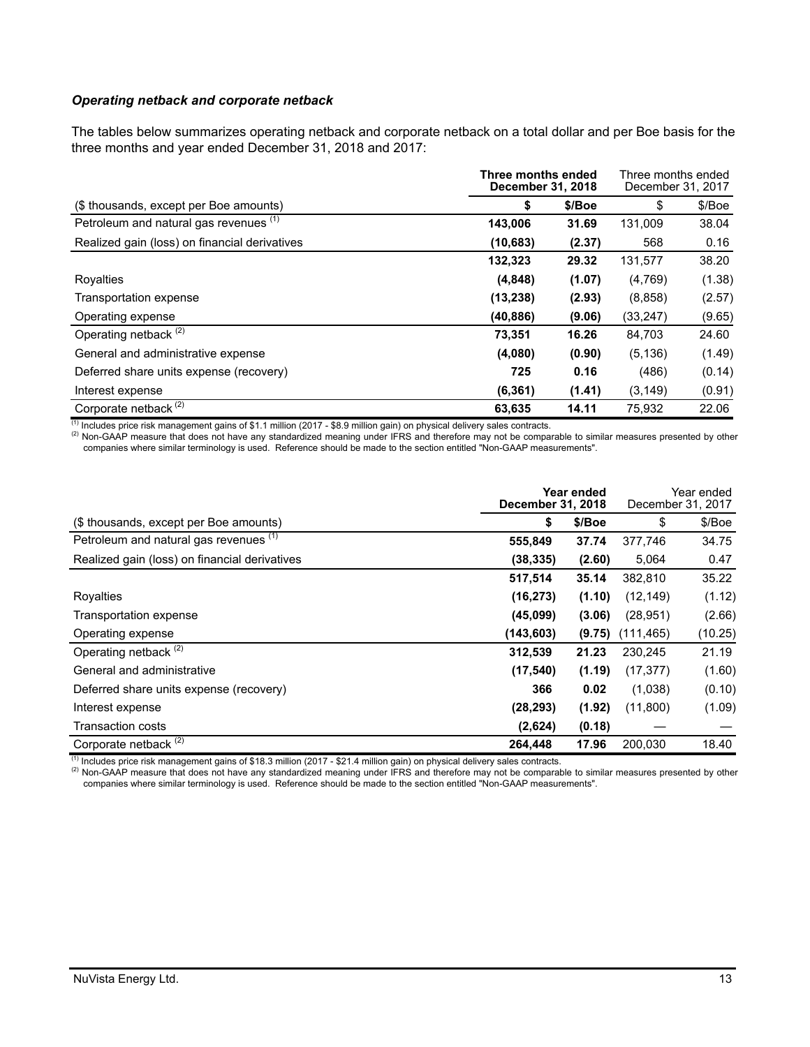### *Operating netback and corporate netback*

The tables below summarizes operating netback and corporate netback on a total dollar and per Boe basis for the three months and year ended December 31, 2018 and 2017:

| | **Three months ended December 31, 2018** | | Three months ended December 31, 2017 | |
|---|---|---|---|---|
| ($ thousands, except per Boe amounts) | **$** | **$/Boe** | $ | $/Boe |
| Petroleum and natural gas revenues [(1)] | **143,006** | **31.69** | 131,009 | 38.04 |
| Realized gain (loss) on financial derivatives | **(10,683)** | **(2.37)** | 568 | 0.16 |
| | **132,323** | **29.32** | 131,577 | 38.20 |
| Royalties | **(4,848)** | **(1.07)** | (4,769) | (1.38) |
| Transportation expense | **(13,238)** | **(2.93)** | (8,858) | (2.57) |
| Operating expense | **(40,886)** | **(9.06)** | (33,247) | (9.65) |
| Operating netback [(2)] | **73,351** | **16.26** | 84,703 | 24.60 |
| General and administrative expense | **(4,080)** | **(0.90)** | (5,136) | (1.49) |
| Deferred share units expense (recovery) | **725** | **0.16** | (486) | (0.14) |
| Interest expense | **(6,361)** | **(1.41)** | (3,149) | (0.91) |
| Corporate netback [(2)] | **63,635** | **14.11** | 75,932 | 22.06 |

[(1)] Includes price risk management gains of $1.1 million (2017 - $8.9 million gain) on physical delivery sales contracts.
[(2)] Non-GAAP measure that does not have any standardized meaning under IFRS and therefore may not be comparable to similar measures presented by other companies where similar terminology is used. Reference should be made to the section entitled "Non-GAAP measurements".

| | **Year ended December 31, 2018** | | Year ended December 31, 2017 | |
|---|---|---|---|---|
| ($ thousands, except per Boe amounts) | **$** | **$/Boe** | $ | $/Boe |
| Petroleum and natural gas revenues [(1)] | **555,849** | **37.74** | 377,746 | 34.75 |
| Realized gain (loss) on financial derivatives | **(38,335)** | **(2.60)** | 5,064 | 0.47 |
| | **517,514** | **35.14** | 382,810 | 35.22 |
| Royalties | **(16,273)** | **(1.10)** | (12,149) | (1.12) |
| Transportation expense | **(45,099)** | **(3.06)** | (28,951) | (2.66) |
| Operating expense | **(143,603)** | **(9.75)** | (111,465) | (10.25) |
| Operating netback [(2)] | **312,539** | **21.23** | 230,245 | 21.19 |
| General and administrative | **(17,540)** | **(1.19)** | (17,377) | (1.60) |
| Deferred share units expense (recovery) | **366** | **0.02** | (1,038) | (0.10) |
| Interest expense | **(28,293)** | **(1.92)** | (11,800) | (1.09) |
| Transaction costs | **(2,624)** | **(0.18)** | — | — |
| Corporate netback [(2)] | **264,448** | **17.96** | 200,030 | 18.40 |

[(1)] Includes price risk management gains of $18.3 million (2017 - $21.4 million gain) on physical delivery sales contracts.
[(2)] Non-GAAP measure that does not have any standardized meaning under IFRS and therefore may not be comparable to similar measures presented by other companies where similar terminology is used. Reference should be made to the section entitled "Non-GAAP measurements".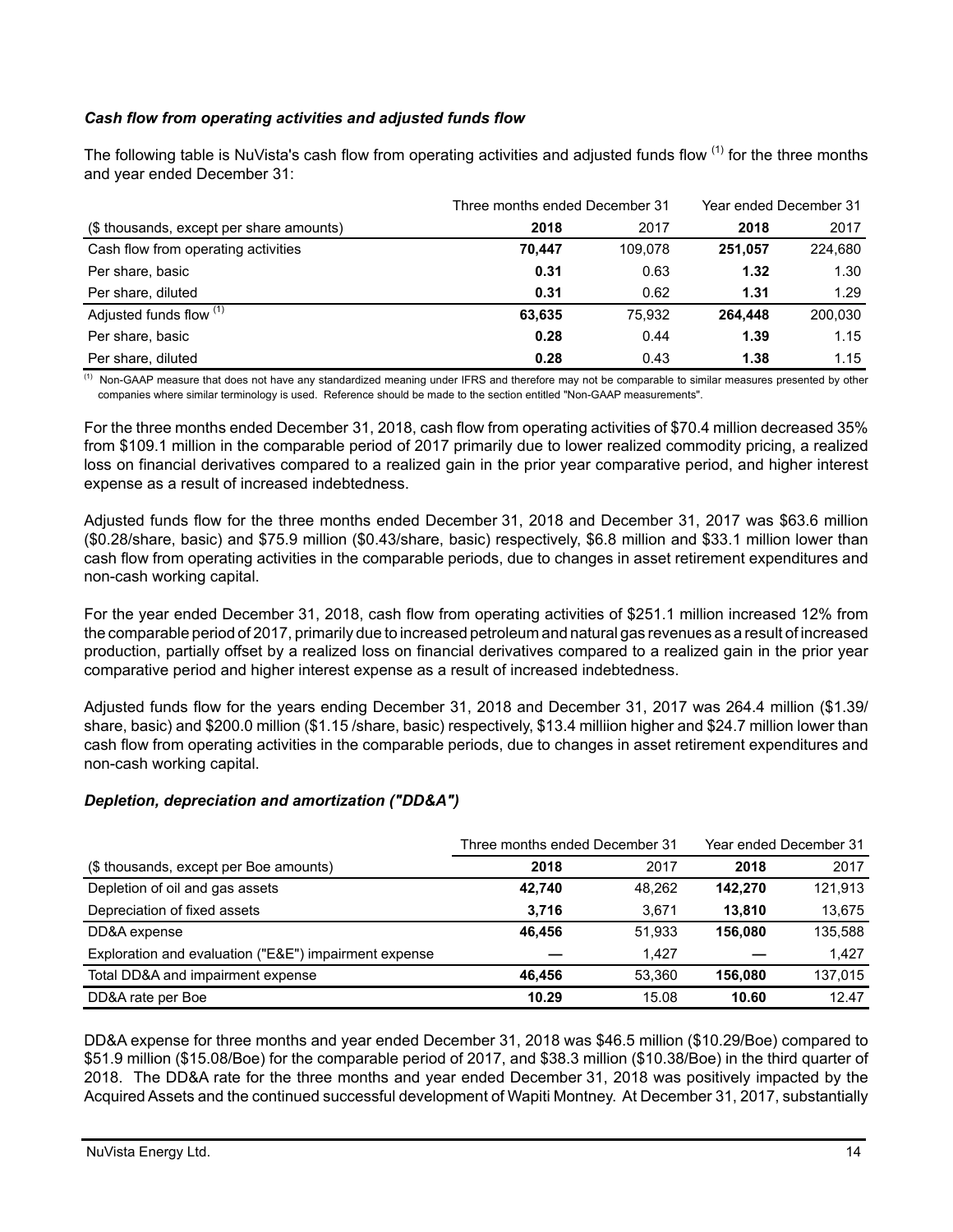### *Cash flow from operating activities and adjusted funds flow*

The following table is NuVista's cash flow from operating activities and adjusted funds flow [(1)] for the three months and year ended December 31:

| | Three months ended December 31 | | Year ended December 31 | |
|---|---|---|---|---|
| ($ thousands, except per share amounts) | **2018** | 2017 | **2018** | 2017 |
| Cash flow from operating activities | **70,447** | 109,078 | **251,057** | 224,680 |
| Per share, basic | **0.31** | 0.63 | **1.32** | 1.30 |
| Per share, diluted | **0.31** | 0.62 | **1.31** | 1.29 |
| Adjusted funds flow [(1)] | **63,635** | 75,932 | **264,448** | 200,030 |
| Per share, basic | **0.28** | 0.44 | **1.39** | 1.15 |
| Per share, diluted | **0.28** | 0.43 | **1.38** | 1.15 |

[(1)] Non-GAAP measure that does not have any standardized meaning under IFRS and therefore may not be comparable to similar measures presented by other companies where similar terminology is used. Reference should be made to the section entitled "Non-GAAP measurements".

For the three months ended December 31, 2018, cash flow from operating activities of $70.4 million decreased 35% from $109.1 million in the comparable period of 2017 primarily due to lower realized commodity pricing, a realized loss on financial derivatives compared to a realized gain in the prior year comparative period, and higher interest expense as a result of increased indebtedness.

Adjusted funds flow for the three months ended December 31, 2018 and December 31, 2017 was $63.6 million ($0.28/share, basic) and $75.9 million ($0.43/share, basic) respectively, $6.8 million and $33.1 million lower than cash flow from operating activities in the comparable periods, due to changes in asset retirement expenditures and non-cash working capital.

For the year ended December 31, 2018, cash flow from operating activities of $251.1 million increased 12% from the comparable period of 2017, primarily due to increased petroleum and natural gas revenues as a result of increased production, partially offset by a realized loss on financial derivatives compared to a realized gain in the prior year comparative period and higher interest expense as a result of increased indebtedness.

Adjusted funds flow for the years ending December 31, 2018 and December 31, 2017 was 264.4 million ($1.39/share, basic) and $200.0 million ($1.15 /share, basic) respectively, $13.4 milliion higher and $24.7 million lower than cash flow from operating activities in the comparable periods, due to changes in asset retirement expenditures and non-cash working capital.

### *Depletion, depreciation and amortization ("DD&A")*

| | Three months ended December 31 | | Year ended December 31 | |
|---|---|---|---|---|
| ($ thousands, except per Boe amounts) | **2018** | 2017 | **2018** | 2017 |
| Depletion of oil and gas assets | **42,740** | 48,262 | **142,270** | 121,913 |
| Depreciation of fixed assets | **3,716** | 3,671 | **13,810** | 13,675 |
| DD&A expense | **46,456** | 51,933 | **156,080** | 135,588 |
| Exploration and evaluation ("E&E") impairment expense | **—** | 1,427 | **—** | 1,427 |
| Total DD&A and impairment expense | **46,456** | 53,360 | **156,080** | 137,015 |
| DD&A rate per Boe | **10.29** | 15.08 | **10.60** | 12.47 |

DD&A expense for three months and year ended December 31, 2018 was $46.5 million ($10.29/Boe) compared to $51.9 million ($15.08/Boe) for the comparable period of 2017, and $38.3 million ($10.38/Boe) in the third quarter of 2018. The DD&A rate for the three months and year ended December 31, 2018 was positively impacted by the Acquired Assets and the continued successful development of Wapiti Montney. At December 31, 2017, substantially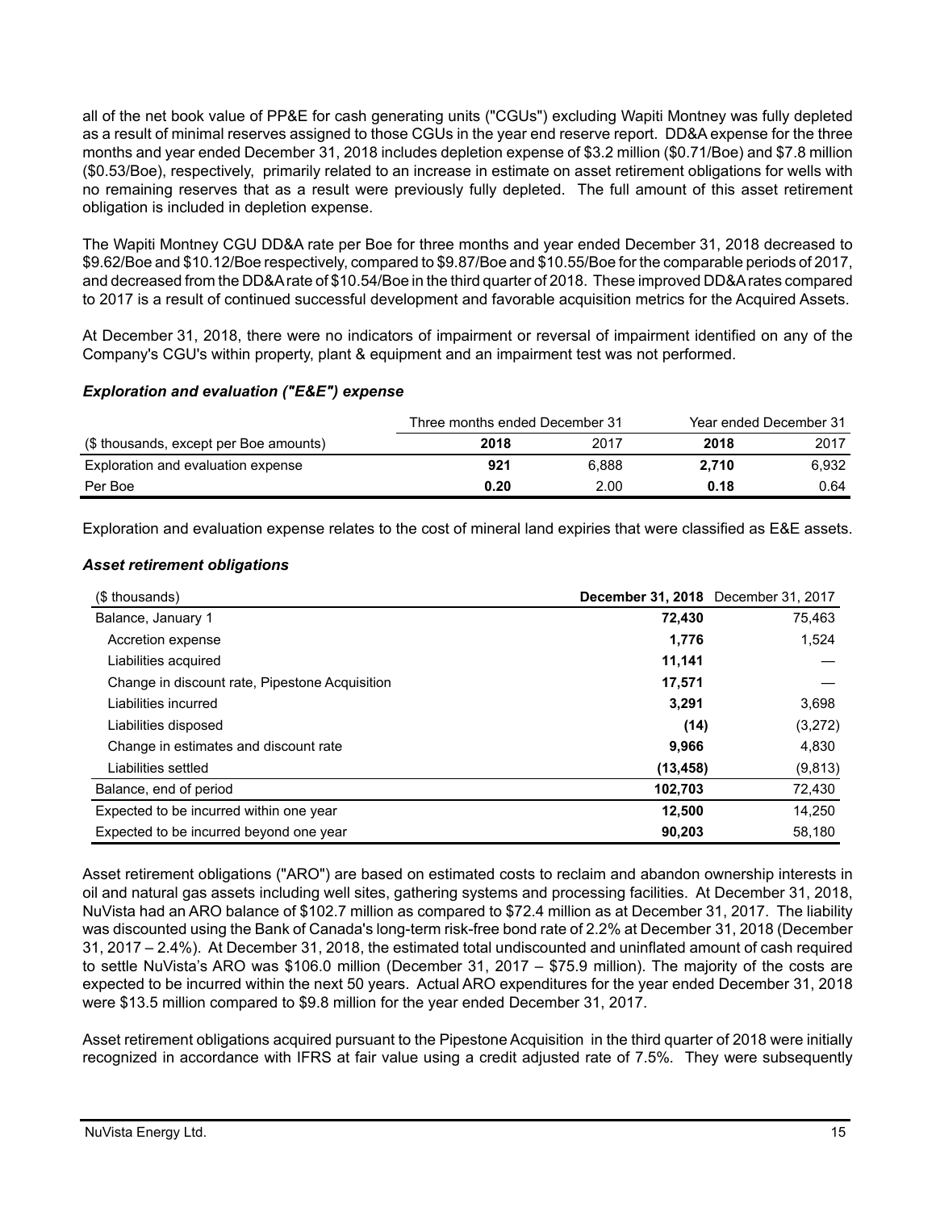all of the net book value of PP&E for cash generating units ("CGUs") excluding Wapiti Montney was fully depleted as a result of minimal reserves assigned to those CGUs in the year end reserve report. DD&A expense for the three months and year ended December 31, 2018 includes depletion expense of $3.2 million ($0.71/Boe) and $7.8 million ($0.53/Boe), respectively, primarily related to an increase in estimate on asset retirement obligations for wells with no remaining reserves that as a result were previously fully depleted. The full amount of this asset retirement obligation is included in depletion expense.

The Wapiti Montney CGU DD&A rate per Boe for three months and year ended December 31, 2018 decreased to $9.62/Boe and $10.12/Boe respectively, compared to $9.87/Boe and $10.55/Boe for the comparable periods of 2017, and decreased from the DD&A rate of $10.54/Boe in the third quarter of 2018. These improved DD&A rates compared to 2017 is a result of continued successful development and favorable acquisition metrics for the Acquired Assets.

At December 31, 2018, there were no indicators of impairment or reversal of impairment identified on any of the Company's CGU's within property, plant & equipment and an impairment test was not performed.

### *Exploration and evaluation ("E&E") expense*

| | Three months ended December 31 | | Year ended December 31 | |
|---|---|---|---|---|
| ($ thousands, except per Boe amounts) | **2018** | 2017 | **2018** | 2017 |
| Exploration and evaluation expense | **921** | 6,888 | **2,710** | 6,932 |
| Per Boe | **0.20** | 2.00 | **0.18** | 0.64 |

Exploration and evaluation expense relates to the cost of mineral land expiries that were classified as E&E assets.

### *Asset retirement obligations*

| ($ thousands) | **December 31, 2018** | December 31, 2017 |
|---|---|---|
| Balance, January 1 | **72,430** | 75,463 |
| Accretion expense | **1,776** | 1,524 |
| Liabilities acquired | **11,141** | — |
| Change in discount rate, Pipestone Acquisition | **17,571** | — |
| Liabilities incurred | **3,291** | 3,698 |
| Liabilities disposed | **(14)** | (3,272) |
| Change in estimates and discount rate | **9,966** | 4,830 |
| Liabilities settled | **(13,458)** | (9,813) |
| Balance, end of period | **102,703** | 72,430 |
| Expected to be incurred within one year | **12,500** | 14,250 |
| Expected to be incurred beyond one year | **90,203** | 58,180 |

Asset retirement obligations ("ARO") are based on estimated costs to reclaim and abandon ownership interests in oil and natural gas assets including well sites, gathering systems and processing facilities. At December 31, 2018, NuVista had an ARO balance of $102.7 million as compared to $72.4 million as at December 31, 2017. The liability was discounted using the Bank of Canada's long-term risk-free bond rate of 2.2% at December 31, 2018 (December 31, 2017 – 2.4%). At December 31, 2018, the estimated total undiscounted and uninflated amount of cash required to settle NuVista's ARO was $106.0 million (December 31, 2017 – $75.9 million). The majority of the costs are expected to be incurred within the next 50 years. Actual ARO expenditures for the year ended December 31, 2018 were $13.5 million compared to $9.8 million for the year ended December 31, 2017.

Asset retirement obligations acquired pursuant to the Pipestone Acquisition in the third quarter of 2018 were initially recognized in accordance with IFRS at fair value using a credit adjusted rate of 7.5%. They were subsequently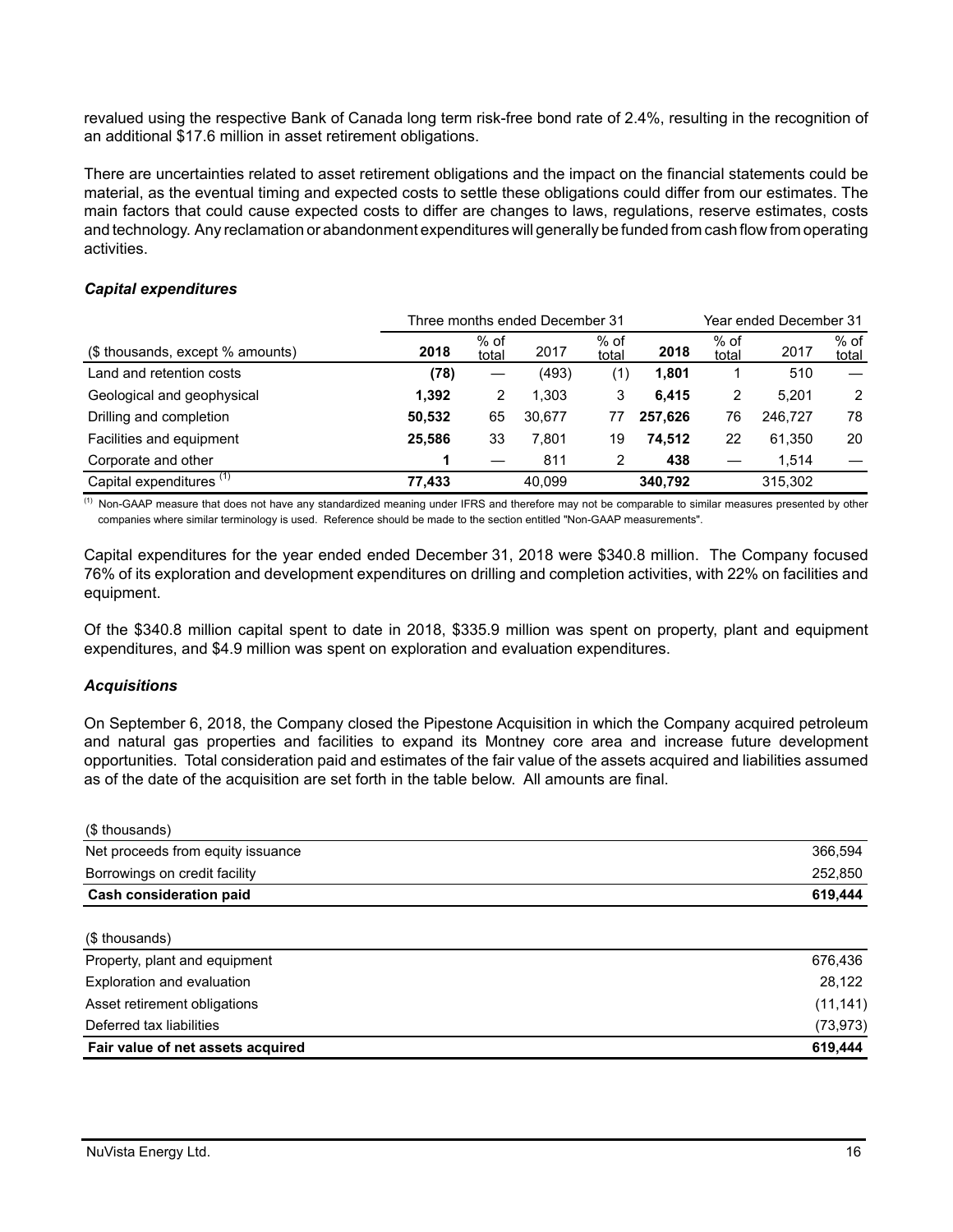revalued using the respective Bank of Canada long term risk-free bond rate of 2.4%, resulting in the recognition of an additional $17.6 million in asset retirement obligations.

There are uncertainties related to asset retirement obligations and the impact on the financial statements could be material, as the eventual timing and expected costs to settle these obligations could differ from our estimates. The main factors that could cause expected costs to differ are changes to laws, regulations, reserve estimates, costs and technology. Any reclamation or abandonment expenditures will generally be funded from cash flow from operating activities.

### *Capital expenditures*

| | Three months ended December 31 | | | | Year ended December 31 | | | |
|---|---|---|---|---|---|---|---|---|
| ($ thousands, except % amounts) | **2018** | % of total | 2017 | % of total | **2018** | % of total | 2017 | % of total |
| Land and retention costs | **(78)** | — | (493) | (1) | **1,801** | 1 | 510 | — |
| Geological and geophysical | **1,392** | 2 | 1,303 | 3 | **6,415** | 2 | 5,201 | 2 |
| Drilling and completion | **50,532** | 65 | 30,677 | 77 | **257,626** | 76 | 246,727 | 78 |
| Facilities and equipment | **25,586** | 33 | 7,801 | 19 | **74,512** | 22 | 61,350 | 20 |
| Corporate and other | **1** | — | 811 | 2 | **438** | — | 1,514 | — |
| Capital expenditures [(1)] | **77,433** | | 40,099 | | **340,792** | | 315,302 | |

(1) Non-GAAP measure that does not have any standardized meaning under IFRS and therefore may not be comparable to similar measures presented by other companies where similar terminology is used. Reference should be made to the section entitled "Non-GAAP measurements".

Capital expenditures for the year ended ended December 31, 2018 were $340.8 million. The Company focused 76% of its exploration and development expenditures on drilling and completion activities, with 22% on facilities and equipment.

Of the $340.8 million capital spent to date in 2018, $335.9 million was spent on property, plant and equipment expenditures, and $4.9 million was spent on exploration and evaluation expenditures.

### *Acquisitions*

On September 6, 2018, the Company closed the Pipestone Acquisition in which the Company acquired petroleum and natural gas properties and facilities to expand its Montney core area and increase future development opportunities. Total consideration paid and estimates of the fair value of the assets acquired and liabilities assumed as of the date of the acquisition are set forth in the table below. All amounts are final.

| ($ thousands) | |
|---|---|
| Net proceeds from equity issuance | 366,594 |
| Borrowings on credit facility | 252,850 |
| **Cash consideration paid** | **619,444** |

| ($ thousands) | |
|---|---|
| Property, plant and equipment | 676,436 |
| Exploration and evaluation | 28,122 |
| Asset retirement obligations | (11,141) |
| Deferred tax liabilities | (73,973) |
| **Fair value of net assets acquired** | **619,444** |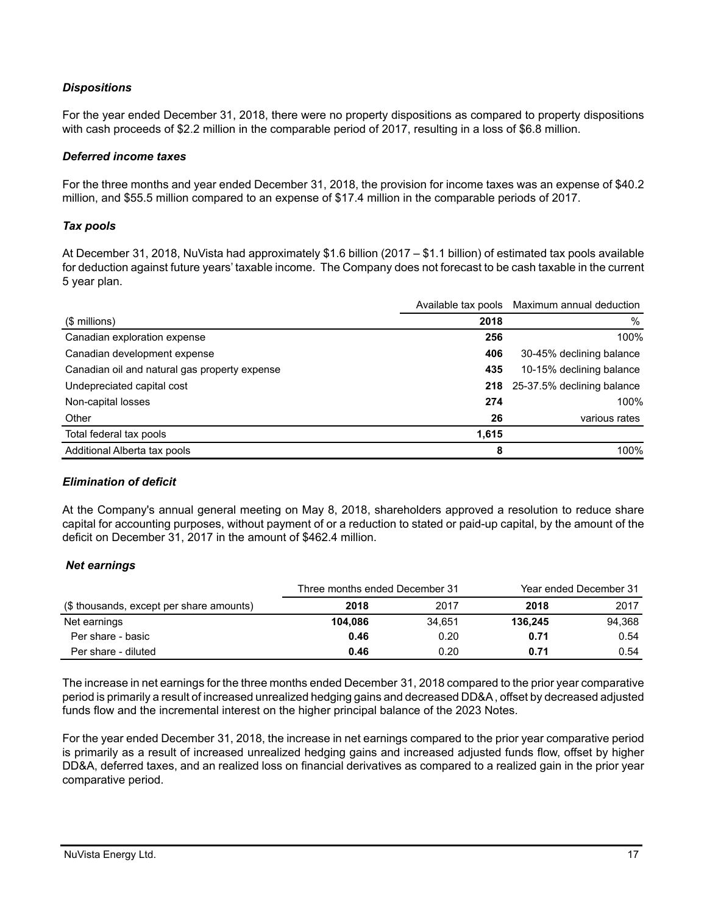### *Dispositions*

For the year ended December 31, 2018, there were no property dispositions as compared to property dispositions with cash proceeds of $2.2 million in the comparable period of 2017, resulting in a loss of $6.8 million.

### *Deferred income taxes*

For the three months and year ended December 31, 2018, the provision for income taxes was an expense of $40.2 million, and $55.5 million compared to an expense of $17.4 million in the comparable periods of 2017.

### *Tax pools*

At December 31, 2018, NuVista had approximately $1.6 billion (2017 – $1.1 billion) of estimated tax pools available for deduction against future years' taxable income. The Company does not forecast to be cash taxable in the current 5 year plan.

| | Available tax pools | Maximum annual deduction |
|---|---|---|
| ($ millions) | **2018** | % |
| Canadian exploration expense | **256** | 100% |
| Canadian development expense | **406** | 30-45% declining balance |
| Canadian oil and natural gas property expense | **435** | 10-15% declining balance |
| Undepreciated capital cost | **218** | 25-37.5% declining balance |
| Non-capital losses | **274** | 100% |
| Other | **26** | various rates |
| Total federal tax pools | **1,615** | |
| Additional Alberta tax pools | **8** | 100% |

### *Elimination of deficit*

At the Company's annual general meeting on May 8, 2018, shareholders approved a resolution to reduce share capital for accounting purposes, without payment of or a reduction to stated or paid-up capital, by the amount of the deficit on December 31, 2017 in the amount of $462.4 million.

### *Net earnings*

| | Three months ended December 31 | | Year ended December 31 | |
|---|---|---|---|---|
| ($ thousands, except per share amounts) | **2018** | 2017 | **2018** | 2017 |
| Net earnings | **104,086** | 34,651 | **136,245** | 94,368 |
| Per share - basic | **0.46** | 0.20 | **0.71** | 0.54 |
| Per share - diluted | **0.46** | 0.20 | **0.71** | 0.54 |

The increase in net earnings for the three months ended December 31, 2018 compared to the prior year comparative period is primarily a result of increased unrealized hedging gains and decreased DD&A, offset by decreased adjusted funds flow and the incremental interest on the higher principal balance of the 2023 Notes.

For the year ended December 31, 2018, the increase in net earnings compared to the prior year comparative period is primarily as a result of increased unrealized hedging gains and increased adjusted funds flow, offset by higher DD&A, deferred taxes, and an realized loss on financial derivatives as compared to a realized gain in the prior year comparative period.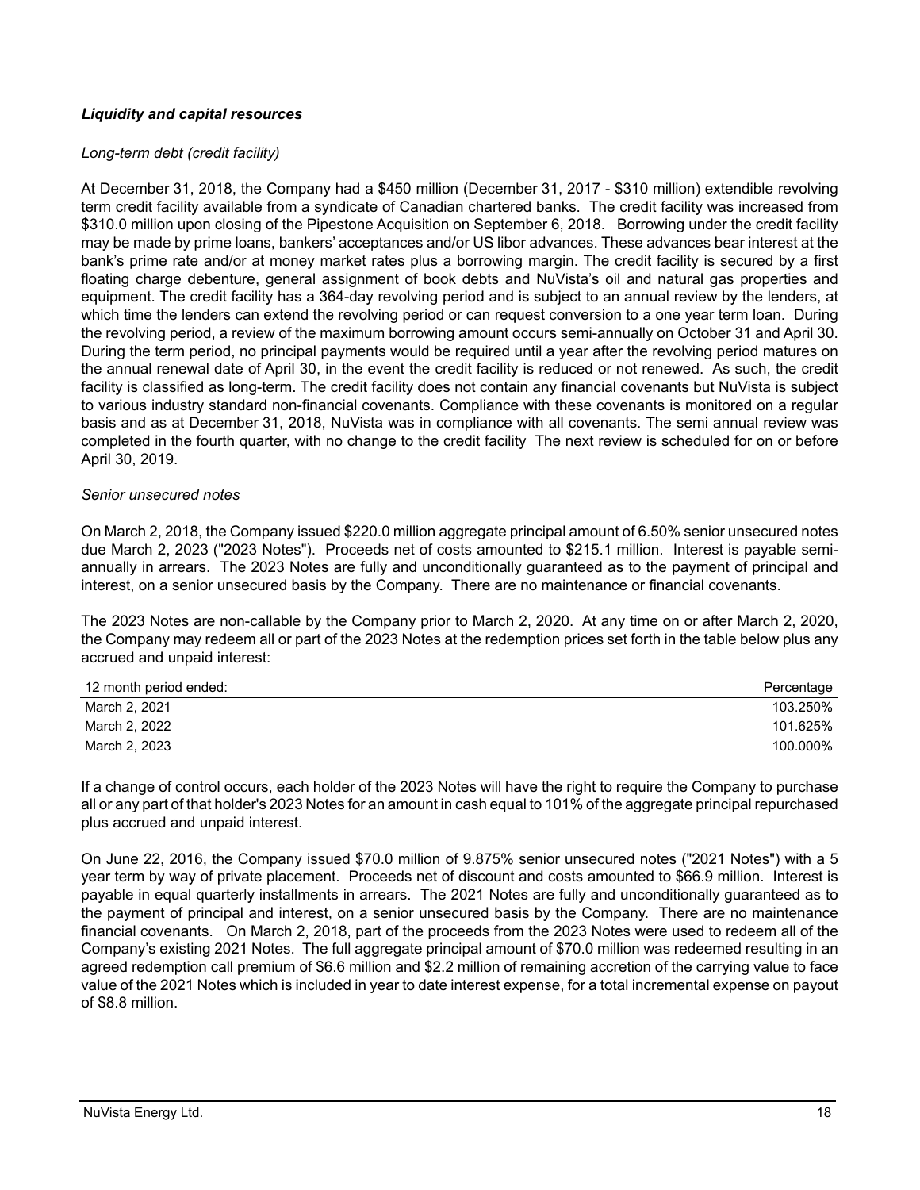***Liquidity and capital resources***

*Long-term debt (credit facility)*

At December 31, 2018, the Company had a $450 million (December 31, 2017 - $310 million) extendible revolving term credit facility available from a syndicate of Canadian chartered banks. The credit facility was increased from $310.0 million upon closing of the Pipestone Acquisition on September 6, 2018. Borrowing under the credit facility may be made by prime loans, bankers' acceptances and/or US libor advances. These advances bear interest at the bank's prime rate and/or at money market rates plus a borrowing margin. The credit facility is secured by a first floating charge debenture, general assignment of book debts and NuVista's oil and natural gas properties and equipment. The credit facility has a 364-day revolving period and is subject to an annual review by the lenders, at which time the lenders can extend the revolving period or can request conversion to a one year term loan. During the revolving period, a review of the maximum borrowing amount occurs semi-annually on October 31 and April 30. During the term period, no principal payments would be required until a year after the revolving period matures on the annual renewal date of April 30, in the event the credit facility is reduced or not renewed. As such, the credit facility is classified as long-term. The credit facility does not contain any financial covenants but NuVista is subject to various industry standard non-financial covenants. Compliance with these covenants is monitored on a regular basis and as at December 31, 2018, NuVista was in compliance with all covenants. The semi annual review was completed in the fourth quarter, with no change to the credit facility The next review is scheduled for on or before April 30, 2019.

*Senior unsecured notes*

On March 2, 2018, the Company issued $220.0 million aggregate principal amount of 6.50% senior unsecured notes due March 2, 2023 ("2023 Notes"). Proceeds net of costs amounted to $215.1 million. Interest is payable semi-annually in arrears. The 2023 Notes are fully and unconditionally guaranteed as to the payment of principal and interest, on a senior unsecured basis by the Company. There are no maintenance or financial covenants.

The 2023 Notes are non-callable by the Company prior to March 2, 2020. At any time on or after March 2, 2020, the Company may redeem all or part of the 2023 Notes at the redemption prices set forth in the table below plus any accrued and unpaid interest:

| 12 month period ended: | Percentage |
|---|---|
| March 2, 2021 | 103.250% |
| March 2, 2022 | 101.625% |
| March 2, 2023 | 100.000% |

If a change of control occurs, each holder of the 2023 Notes will have the right to require the Company to purchase all or any part of that holder's 2023 Notes for an amount in cash equal to 101% of the aggregate principal repurchased plus accrued and unpaid interest.

On June 22, 2016, the Company issued $70.0 million of 9.875% senior unsecured notes ("2021 Notes") with a 5 year term by way of private placement. Proceeds net of discount and costs amounted to $66.9 million. Interest is payable in equal quarterly installments in arrears. The 2021 Notes are fully and unconditionally guaranteed as to the payment of principal and interest, on a senior unsecured basis by the Company. There are no maintenance financial covenants. On March 2, 2018, part of the proceeds from the 2023 Notes were used to redeem all of the Company's existing 2021 Notes. The full aggregate principal amount of $70.0 million was redeemed resulting in an agreed redemption call premium of $6.6 million and $2.2 million of remaining accretion of the carrying value to face value of the 2021 Notes which is included in year to date interest expense, for a total incremental expense on payout of $8.8 million.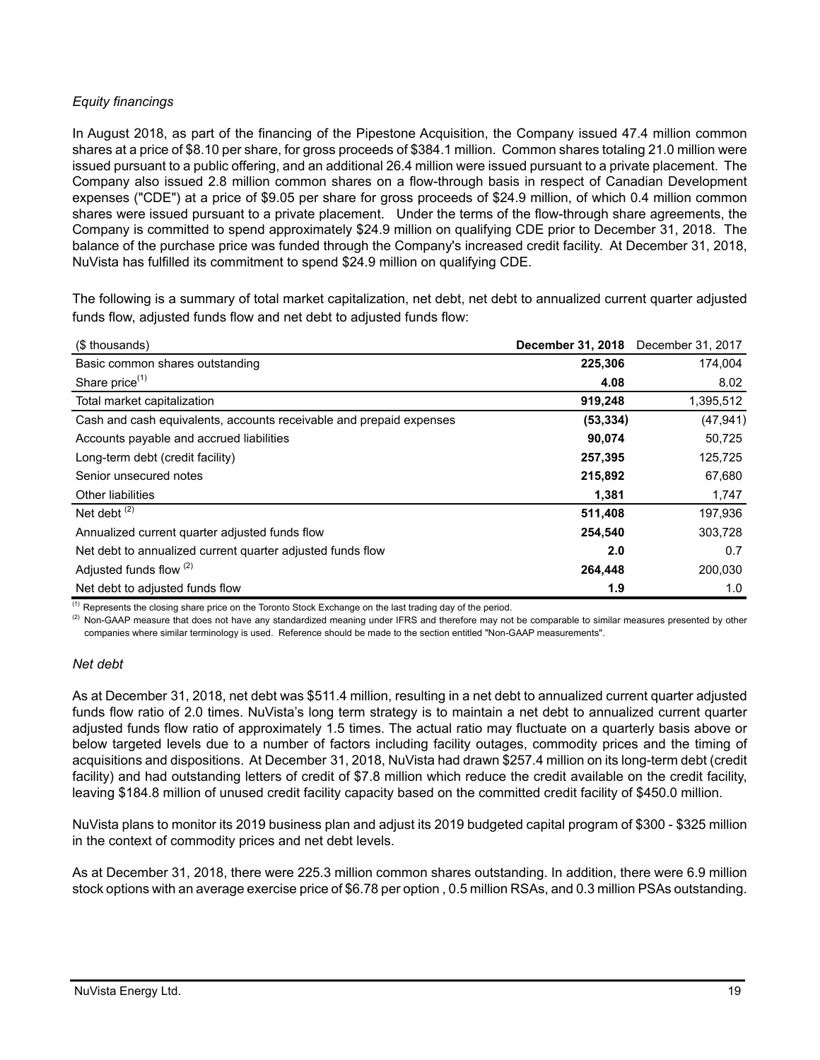*Equity financings*

In August 2018, as part of the financing of the Pipestone Acquisition, the Company issued 47.4 million common shares at a price of $8.10 per share, for gross proceeds of $384.1 million. Common shares totaling 21.0 million were issued pursuant to a public offering, and an additional 26.4 million were issued pursuant to a private placement. The Company also issued 2.8 million common shares on a flow-through basis in respect of Canadian Development expenses ("CDE") at a price of $9.05 per share for gross proceeds of $24.9 million, of which 0.4 million common shares were issued pursuant to a private placement. Under the terms of the flow-through share agreements, the Company is committed to spend approximately $24.9 million on qualifying CDE prior to December 31, 2018. The balance of the purchase price was funded through the Company's increased credit facility. At December 31, 2018, NuVista has fulfilled its commitment to spend $24.9 million on qualifying CDE.

The following is a summary of total market capitalization, net debt, net debt to annualized current quarter adjusted funds flow, adjusted funds flow and net debt to adjusted funds flow:

| ($ thousands) | **December 31, 2018** | December 31, 2017 |
|---|---|---|
| Basic common shares outstanding | **225,306** | 174,004 |
| Share price[(1)] | **4.08** | 8.02 |
| Total market capitalization | **919,248** | 1,395,512 |
| Cash and cash equivalents, accounts receivable and prepaid expenses | **(53,334)** | (47,941) |
| Accounts payable and accrued liabilities | **90,074** | 50,725 |
| Long-term debt (credit facility) | **257,395** | 125,725 |
| Senior unsecured notes | **215,892** | 67,680 |
| Other liabilities | **1,381** | 1,747 |
| Net debt [(2)] | **511,408** | 197,936 |
| Annualized current quarter adjusted funds flow | **254,540** | 303,728 |
| Net debt to annualized current quarter adjusted funds flow | **2.0** | 0.7 |
| Adjusted funds flow [(2)] | **264,448** | 200,030 |
| Net debt to adjusted funds flow | **1.9** | 1.0 |

(1) Represents the closing share price on the Toronto Stock Exchange on the last trading day of the period.

(2) Non-GAAP measure that does not have any standardized meaning under IFRS and therefore may not be comparable to similar measures presented by other companies where similar terminology is used. Reference should be made to the section entitled "Non-GAAP measurements".

*Net debt*

As at December 31, 2018, net debt was $511.4 million, resulting in a net debt to annualized current quarter adjusted funds flow ratio of 2.0 times. NuVista's long term strategy is to maintain a net debt to annualized current quarter adjusted funds flow ratio of approximately 1.5 times. The actual ratio may fluctuate on a quarterly basis above or below targeted levels due to a number of factors including facility outages, commodity prices and the timing of acquisitions and dispositions. At December 31, 2018, NuVista had drawn $257.4 million on its long-term debt (credit facility) and had outstanding letters of credit of $7.8 million which reduce the credit available on the credit facility, leaving $184.8 million of unused credit facility capacity based on the committed credit facility of $450.0 million.

NuVista plans to monitor its 2019 business plan and adjust its 2019 budgeted capital program of $300 - $325 million in the context of commodity prices and net debt levels.

As at December 31, 2018, there were 225.3 million common shares outstanding. In addition, there were 6.9 million stock options with an average exercise price of $6.78 per option , 0.5 million RSAs, and 0.3 million PSAs outstanding.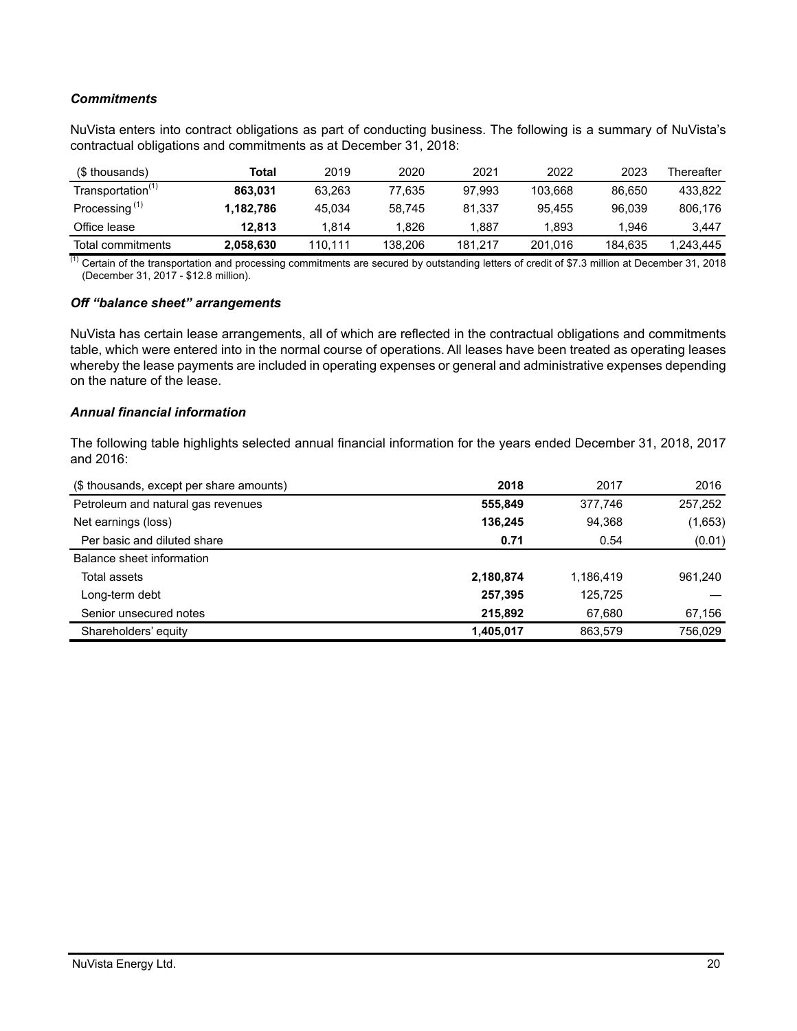### *Commitments*

NuVista enters into contract obligations as part of conducting business. The following is a summary of NuVista's contractual obligations and commitments as at December 31, 2018:

| ($ thousands) | Total | 2019 | 2020 | 2021 | 2022 | 2023 | Thereafter |
|---|---|---|---|---|---|---|---|
| Transportation[(1)] | **863,031** | 63,263 | 77,635 | 97,993 | 103,668 | 86,650 | 433,822 |
| Processing [(1)] | **1,182,786** | 45,034 | 58,745 | 81,337 | 95,455 | 96,039 | 806,176 |
| Office lease | **12,813** | 1,814 | 1,826 | 1,887 | 1,893 | 1,946 | 3,447 |
| Total commitments | **2,058,630** | 110,111 | 138,206 | 181,217 | 201,016 | 184,635 | 1,243,445 |

(1) Certain of the transportation and processing commitments are secured by outstanding letters of credit of $7.3 million at December 31, 2018 (December 31, 2017 - $12.8 million).

### *Off "balance sheet" arrangements*

NuVista has certain lease arrangements, all of which are reflected in the contractual obligations and commitments table, which were entered into in the normal course of operations. All leases have been treated as operating leases whereby the lease payments are included in operating expenses or general and administrative expenses depending on the nature of the lease.

### *Annual financial information*

The following table highlights selected annual financial information for the years ended December 31, 2018, 2017 and 2016:

| ($ thousands, except per share amounts) | 2018 | 2017 | 2016 |
|---|---|---|---|
| Petroleum and natural gas revenues | **555,849** | 377,746 | 257,252 |
| Net earnings (loss) | **136,245** | 94,368 | (1,653) |
| Per basic and diluted share | **0.71** | 0.54 | (0.01) |
| Balance sheet information | | | |
| Total assets | **2,180,874** | 1,186,419 | 961,240 |
| Long-term debt | **257,395** | 125,725 | — |
| Senior unsecured notes | **215,892** | 67,680 | 67,156 |
| Shareholders' equity | **1,405,017** | 863,579 | 756,029 |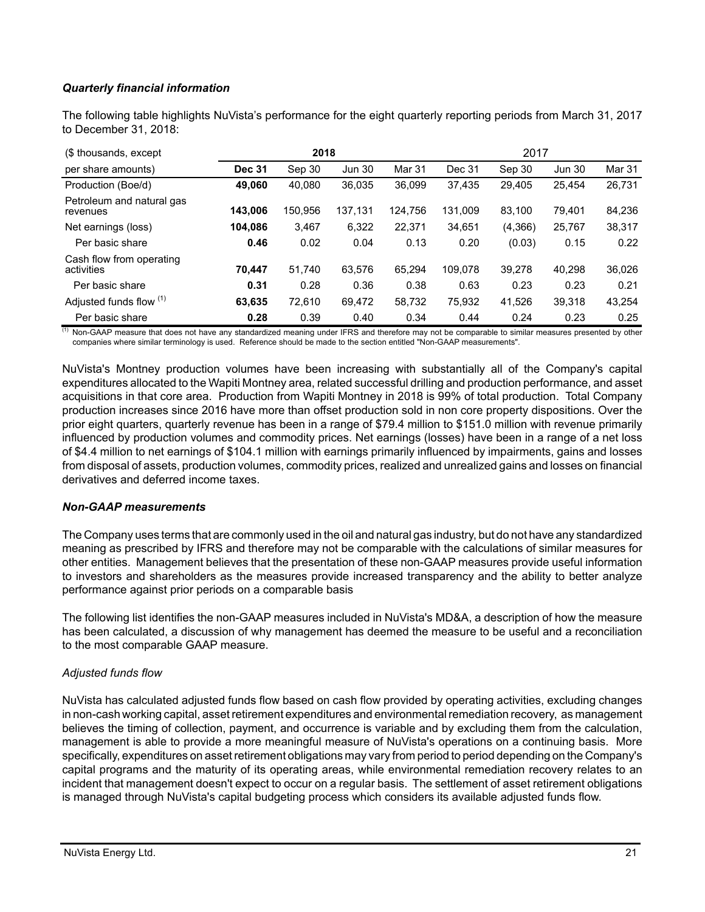### *Quarterly financial information*

The following table highlights NuVista's performance for the eight quarterly reporting periods from March 31, 2017 to December 31, 2018:

| ($ thousands, except | 2018 | | | | 2017 | | | |
|---|---|---|---|---|---|---|---|---|
| per share amounts) | **Dec 31** | Sep 30 | Jun 30 | Mar 31 | Dec 31 | Sep 30 | Jun 30 | Mar 31 |
| Production (Boe/d) | **49,060** | 40,080 | 36,035 | 36,099 | 37,435 | 29,405 | 25,454 | 26,731 |
| Petroleum and natural gas revenues | **143,006** | 150,956 | 137,131 | 124,756 | 131,009 | 83,100 | 79,401 | 84,236 |
| Net earnings (loss) | **104,086** | 3,467 | 6,322 | 22,371 | 34,651 | (4,366) | 25,767 | 38,317 |
| Per basic share | **0.46** | 0.02 | 0.04 | 0.13 | 0.20 | (0.03) | 0.15 | 0.22 |
| Cash flow from operating activities | **70,447** | 51,740 | 63,576 | 65,294 | 109,078 | 39,278 | 40,298 | 36,026 |
| Per basic share | **0.31** | 0.28 | 0.36 | 0.38 | 0.63 | 0.23 | 0.23 | 0.21 |
| Adjusted funds flow [(1)] | **63,635** | 72,610 | 69,472 | 58,732 | 75,932 | 41,526 | 39,318 | 43,254 |
| Per basic share | **0.28** | 0.39 | 0.40 | 0.34 | 0.44 | 0.24 | 0.23 | 0.25 |

[(1)] Non-GAAP measure that does not have any standardized meaning under IFRS and therefore may not be comparable to similar measures presented by other companies where similar terminology is used. Reference should be made to the section entitled "Non-GAAP measurements".

NuVista's Montney production volumes have been increasing with substantially all of the Company's capital expenditures allocated to the Wapiti Montney area, related successful drilling and production performance, and asset acquisitions in that core area. Production from Wapiti Montney in 2018 is 99% of total production. Total Company production increases since 2016 have more than offset production sold in non core property dispositions. Over the prior eight quarters, quarterly revenue has been in a range of $79.4 million to $151.0 million with revenue primarily influenced by production volumes and commodity prices. Net earnings (losses) have been in a range of a net loss of $4.4 million to net earnings of $104.1 million with earnings primarily influenced by impairments, gains and losses from disposal of assets, production volumes, commodity prices, realized and unrealized gains and losses on financial derivatives and deferred income taxes.

### *Non-GAAP measurements*

The Company uses terms that are commonly used in the oil and natural gas industry, but do not have any standardized meaning as prescribed by IFRS and therefore may not be comparable with the calculations of similar measures for other entities. Management believes that the presentation of these non-GAAP measures provide useful information to investors and shareholders as the measures provide increased transparency and the ability to better analyze performance against prior periods on a comparable basis

The following list identifies the non-GAAP measures included in NuVista's MD&A, a description of how the measure has been calculated, a discussion of why management has deemed the measure to be useful and a reconciliation to the most comparable GAAP measure.

*Adjusted funds flow*

NuVista has calculated adjusted funds flow based on cash flow provided by operating activities, excluding changes in non-cash working capital, asset retirement expenditures and environmental remediation recovery, as management believes the timing of collection, payment, and occurrence is variable and by excluding them from the calculation, management is able to provide a more meaningful measure of NuVista's operations on a continuing basis. More specifically, expenditures on asset retirement obligations may vary from period to period depending on the Company's capital programs and the maturity of its operating areas, while environmental remediation recovery relates to an incident that management doesn't expect to occur on a regular basis. The settlement of asset retirement obligations is managed through NuVista's capital budgeting process which considers its available adjusted funds flow.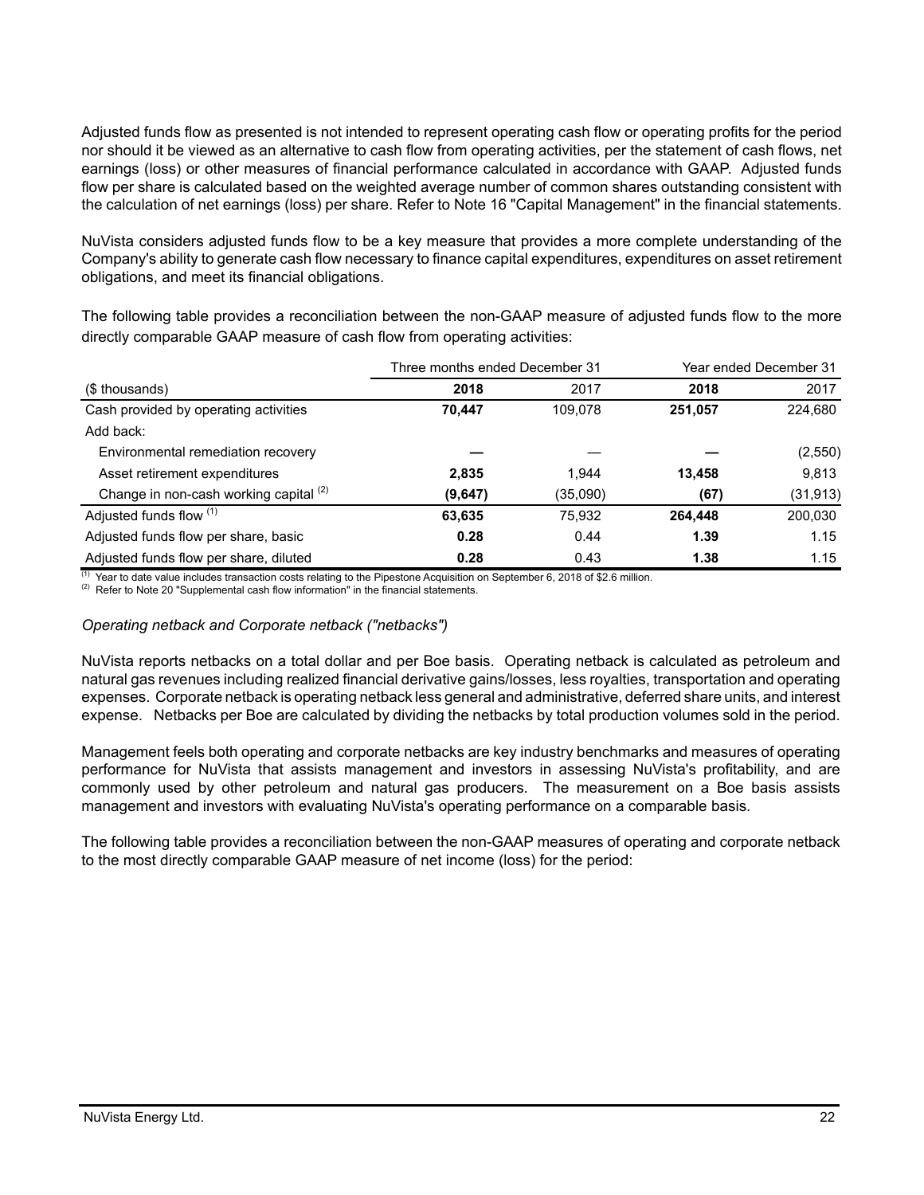Adjusted funds flow as presented is not intended to represent operating cash flow or operating profits for the period nor should it be viewed as an alternative to cash flow from operating activities, per the statement of cash flows, net earnings (loss) or other measures of financial performance calculated in accordance with GAAP. Adjusted funds flow per share is calculated based on the weighted average number of common shares outstanding consistent with the calculation of net earnings (loss) per share. Refer to Note 16 "Capital Management" in the financial statements.

NuVista considers adjusted funds flow to be a key measure that provides a more complete understanding of the Company's ability to generate cash flow necessary to finance capital expenditures, expenditures on asset retirement obligations, and meet its financial obligations.

The following table provides a reconciliation between the non-GAAP measure of adjusted funds flow to the more directly comparable GAAP measure of cash flow from operating activities:

| | Three months ended December 31 | | Year ended December 31 | |
|---|---|---|---|---|
| ($ thousands) | **2018** | 2017 | **2018** | 2017 |
| Cash provided by operating activities | **70,447** | 109,078 | **251,057** | 224,680 |
| Add back: | | | | |
| Environmental remediation recovery | **—** | — | **—** | (2,550) |
| Asset retirement expenditures | **2,835** | 1,944 | **13,458** | 9,813 |
| Change in non-cash working capital [2] | **(9,647)** | (35,090) | **(67)** | (31,913) |
| Adjusted funds flow [1] | **63,635** | 75,932 | **264,448** | 200,030 |
| Adjusted funds flow per share, basic | **0.28** | 0.44 | **1.39** | 1.15 |
| Adjusted funds flow per share, diluted | **0.28** | 0.43 | **1.38** | 1.15 |

[1] Year to date value includes transaction costs relating to the Pipestone Acquisition on September 6, 2018 of $2.6 million.
[2] Refer to Note 20 "Supplemental cash flow information" in the financial statements.

*Operating netback and Corporate netback ("netbacks")*

NuVista reports netbacks on a total dollar and per Boe basis. Operating netback is calculated as petroleum and natural gas revenues including realized financial derivative gains/losses, less royalties, transportation and operating expenses. Corporate netback is operating netback less general and administrative, deferred share units, and interest expense. Netbacks per Boe are calculated by dividing the netbacks by total production volumes sold in the period.

Management feels both operating and corporate netbacks are key industry benchmarks and measures of operating performance for NuVista that assists management and investors in assessing NuVista's profitability, and are commonly used by other petroleum and natural gas producers. The measurement on a Boe basis assists management and investors with evaluating NuVista's operating performance on a comparable basis.

The following table provides a reconciliation between the non-GAAP measures of operating and corporate netback to the most directly comparable GAAP measure of net income (loss) for the period: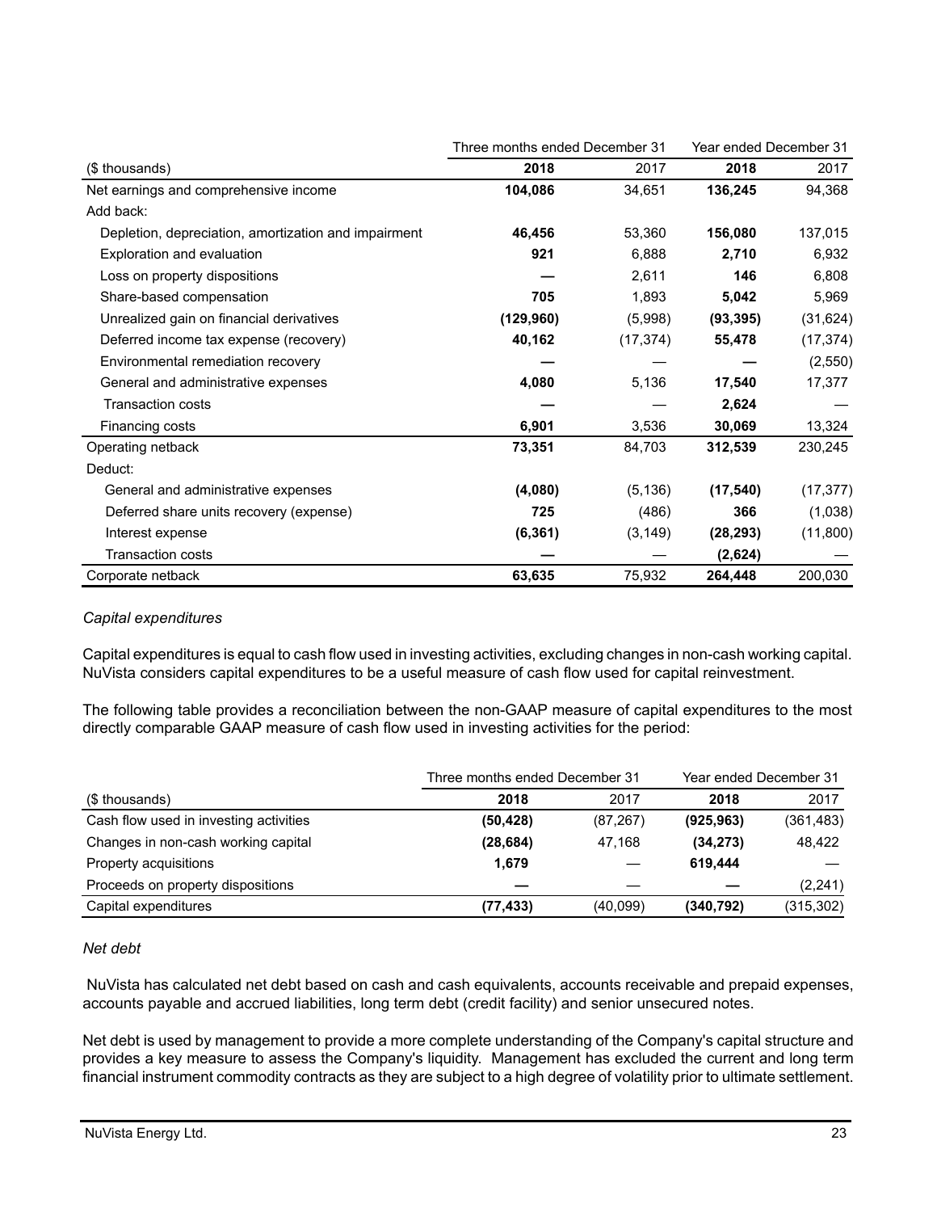| ($ thousands) | Three months ended December 31 2018 | 2017 | Year ended December 31 2018 | 2017 |
|---|---|---|---|---|
| Net earnings and comprehensive income | **104,086** | 34,651 | **136,245** | 94,368 |
| Add back: | | | | |
| Depletion, depreciation, amortization and impairment | **46,456** | 53,360 | **156,080** | 137,015 |
| Exploration and evaluation | **921** | 6,888 | **2,710** | 6,932 |
| Loss on property dispositions | **—** | 2,611 | **146** | 6,808 |
| Share-based compensation | **705** | 1,893 | **5,042** | 5,969 |
| Unrealized gain on financial derivatives | **(129,960)** | (5,998) | **(93,395)** | (31,624) |
| Deferred income tax expense (recovery) | **40,162** | (17,374) | **55,478** | (17,374) |
| Environmental remediation recovery | **—** | — | **—** | (2,550) |
| General and administrative expenses | **4,080** | 5,136 | **17,540** | 17,377 |
| Transaction costs | **—** | — | **2,624** | — |
| Financing costs | **6,901** | 3,536 | **30,069** | 13,324 |
| Operating netback | **73,351** | 84,703 | **312,539** | 230,245 |
| Deduct: | | | | |
| General and administrative expenses | **(4,080)** | (5,136) | **(17,540)** | (17,377) |
| Deferred share units recovery (expense) | **725** | (486) | **366** | (1,038) |
| Interest expense | **(6,361)** | (3,149) | **(28,293)** | (11,800) |
| Transaction costs | **—** | — | **(2,624)** | — |
| Corporate netback | **63,635** | 75,932 | **264,448** | 200,030 |

*Capital expenditures*

Capital expenditures is equal to cash flow used in investing activities, excluding changes in non-cash working capital. NuVista considers capital expenditures to be a useful measure of cash flow used for capital reinvestment.

The following table provides a reconciliation between the non-GAAP measure of capital expenditures to the most directly comparable GAAP measure of cash flow used in investing activities for the period:

| ($ thousands) | Three months ended December 31 2018 | 2017 | Year ended December 31 2018 | 2017 |
|---|---|---|---|---|
| Cash flow used in investing activities | **(50,428)** | (87,267) | **(925,963)** | (361,483) |
| Changes in non-cash working capital | **(28,684)** | 47,168 | **(34,273)** | 48,422 |
| Property acquisitions | **1,679** | — | **619,444** | — |
| Proceeds on property dispositions | **—** | — | **—** | (2,241) |
| Capital expenditures | **(77,433)** | (40,099) | **(340,792)** | (315,302) |

*Net debt*

NuVista has calculated net debt based on cash and cash equivalents, accounts receivable and prepaid expenses, accounts payable and accrued liabilities, long term debt (credit facility) and senior unsecured notes.

Net debt is used by management to provide a more complete understanding of the Company's capital structure and provides a key measure to assess the Company's liquidity. Management has excluded the current and long term financial instrument commodity contracts as they are subject to a high degree of volatility prior to ultimate settlement.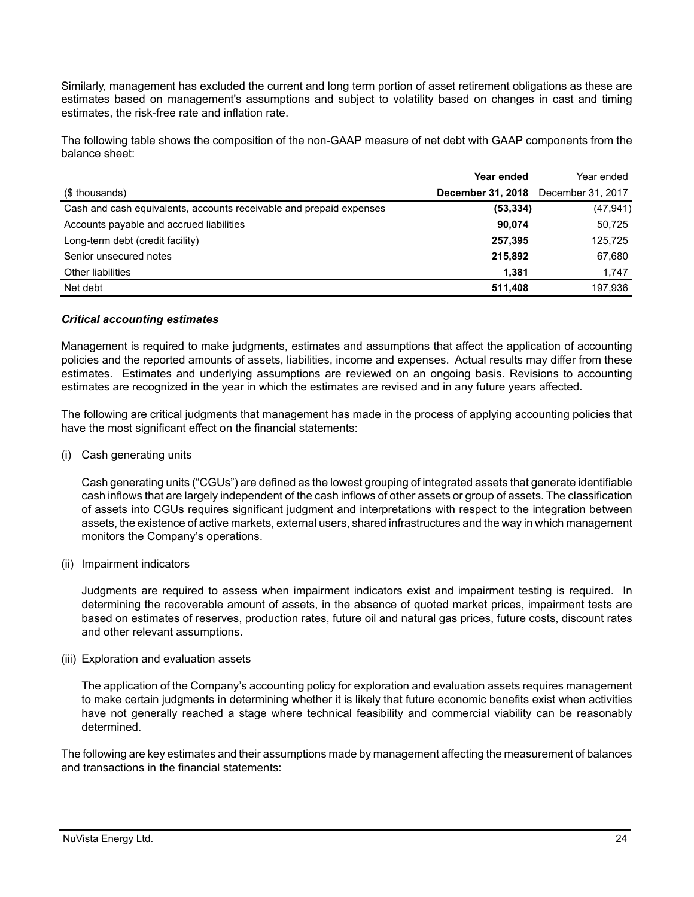Similarly, management has excluded the current and long term portion of asset retirement obligations as these are estimates based on management's assumptions and subject to volatility based on changes in cast and timing estimates, the risk-free rate and inflation rate.

The following table shows the composition of the non-GAAP measure of net debt with GAAP components from the balance sheet:

| ($ thousands) | **Year ended December 31, 2018** | Year ended December 31, 2017 |
|---|---|---|
| Cash and cash equivalents, accounts receivable and prepaid expenses | **(53,334)** | (47,941) |
| Accounts payable and accrued liabilities | **90,074** | 50,725 |
| Long-term debt (credit facility) | **257,395** | 125,725 |
| Senior unsecured notes | **215,892** | 67,680 |
| Other liabilities | **1,381** | 1,747 |
| Net debt | **511,408** | 197,936 |

***Critical accounting estimates***

Management is required to make judgments, estimates and assumptions that affect the application of accounting policies and the reported amounts of assets, liabilities, income and expenses. Actual results may differ from these estimates. Estimates and underlying assumptions are reviewed on an ongoing basis. Revisions to accounting estimates are recognized in the year in which the estimates are revised and in any future years affected.

The following are critical judgments that management has made in the process of applying accounting policies that have the most significant effect on the financial statements:

(i) Cash generating units

Cash generating units ("CGUs") are defined as the lowest grouping of integrated assets that generate identifiable cash inflows that are largely independent of the cash inflows of other assets or group of assets. The classification of assets into CGUs requires significant judgment and interpretations with respect to the integration between assets, the existence of active markets, external users, shared infrastructures and the way in which management monitors the Company's operations.

(ii) Impairment indicators

Judgments are required to assess when impairment indicators exist and impairment testing is required. In determining the recoverable amount of assets, in the absence of quoted market prices, impairment tests are based on estimates of reserves, production rates, future oil and natural gas prices, future costs, discount rates and other relevant assumptions.

(iii) Exploration and evaluation assets

The application of the Company's accounting policy for exploration and evaluation assets requires management to make certain judgments in determining whether it is likely that future economic benefits exist when activities have not generally reached a stage where technical feasibility and commercial viability can be reasonably determined.

The following are key estimates and their assumptions made by management affecting the measurement of balances and transactions in the financial statements: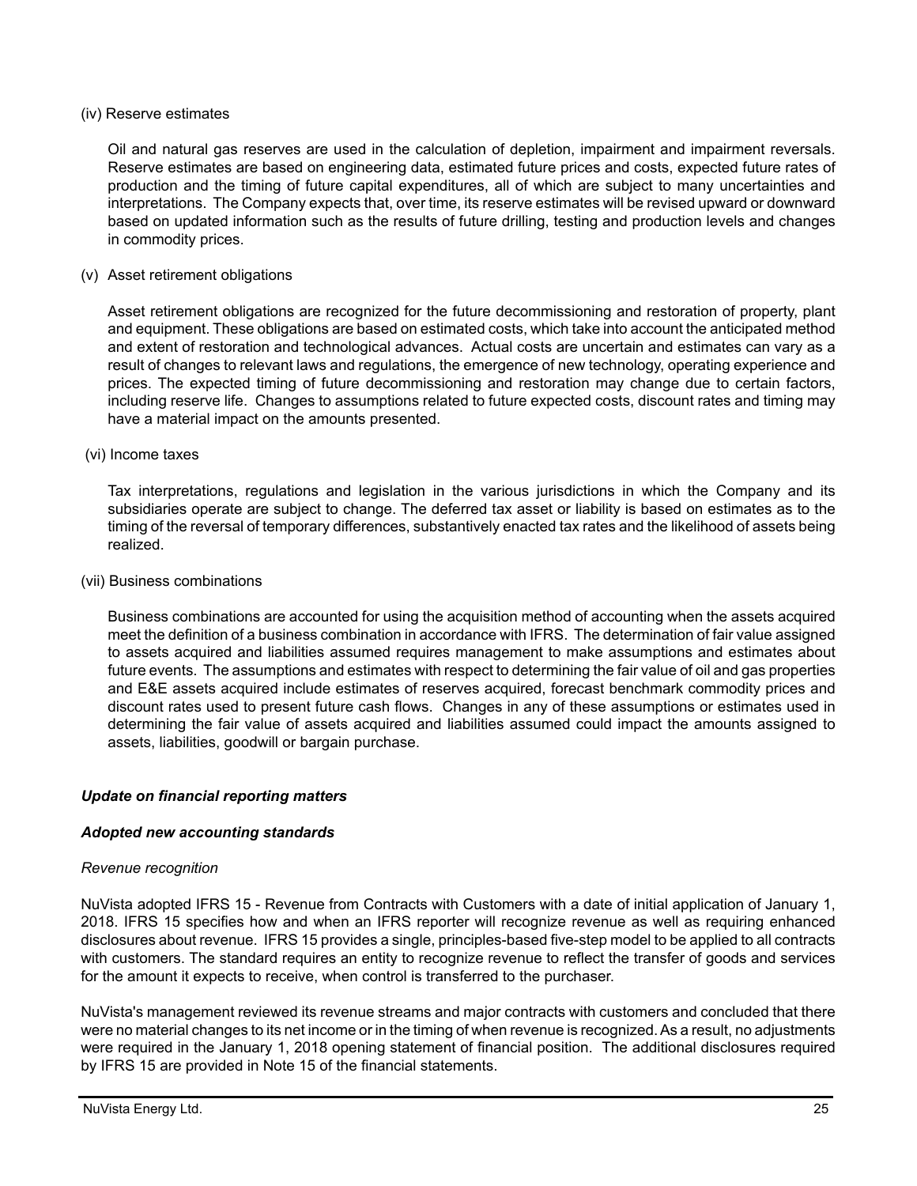(iv) Reserve estimates

Oil and natural gas reserves are used in the calculation of depletion, impairment and impairment reversals. Reserve estimates are based on engineering data, estimated future prices and costs, expected future rates of production and the timing of future capital expenditures, all of which are subject to many uncertainties and interpretations. The Company expects that, over time, its reserve estimates will be revised upward or downward based on updated information such as the results of future drilling, testing and production levels and changes in commodity prices.

(v) Asset retirement obligations

Asset retirement obligations are recognized for the future decommissioning and restoration of property, plant and equipment. These obligations are based on estimated costs, which take into account the anticipated method and extent of restoration and technological advances. Actual costs are uncertain and estimates can vary as a result of changes to relevant laws and regulations, the emergence of new technology, operating experience and prices. The expected timing of future decommissioning and restoration may change due to certain factors, including reserve life. Changes to assumptions related to future expected costs, discount rates and timing may have a material impact on the amounts presented.

(vi) Income taxes

Tax interpretations, regulations and legislation in the various jurisdictions in which the Company and its subsidiaries operate are subject to change. The deferred tax asset or liability is based on estimates as to the timing of the reversal of temporary differences, substantively enacted tax rates and the likelihood of assets being realized.

(vii) Business combinations

Business combinations are accounted for using the acquisition method of accounting when the assets acquired meet the definition of a business combination in accordance with IFRS. The determination of fair value assigned to assets acquired and liabilities assumed requires management to make assumptions and estimates about future events. The assumptions and estimates with respect to determining the fair value of oil and gas properties and E&E assets acquired include estimates of reserves acquired, forecast benchmark commodity prices and discount rates used to present future cash flows. Changes in any of these assumptions or estimates used in determining the fair value of assets acquired and liabilities assumed could impact the amounts assigned to assets, liabilities, goodwill or bargain purchase.

***Update on financial reporting matters***

***Adopted new accounting standards***

*Revenue recognition*

NuVista adopted IFRS 15 - Revenue from Contracts with Customers with a date of initial application of January 1, 2018. IFRS 15 specifies how and when an IFRS reporter will recognize revenue as well as requiring enhanced disclosures about revenue. IFRS 15 provides a single, principles-based five-step model to be applied to all contracts with customers. The standard requires an entity to recognize revenue to reflect the transfer of goods and services for the amount it expects to receive, when control is transferred to the purchaser.

NuVista's management reviewed its revenue streams and major contracts with customers and concluded that there were no material changes to its net income or in the timing of when revenue is recognized. As a result, no adjustments were required in the January 1, 2018 opening statement of financial position. The additional disclosures required by IFRS 15 are provided in Note 15 of the financial statements.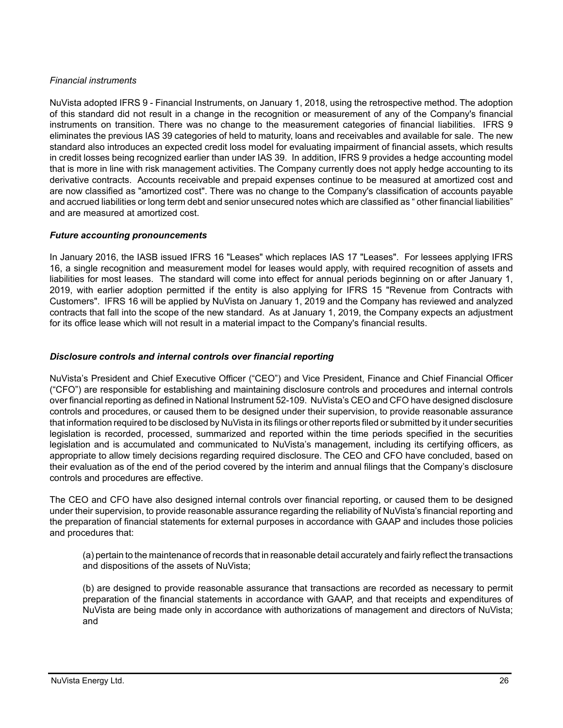*Financial instruments*

NuVista adopted IFRS 9 - Financial Instruments, on January 1, 2018, using the retrospective method. The adoption of this standard did not result in a change in the recognition or measurement of any of the Company's financial instruments on transition. There was no change to the measurement categories of financial liabilities. IFRS 9 eliminates the previous IAS 39 categories of held to maturity, loans and receivables and available for sale. The new standard also introduces an expected credit loss model for evaluating impairment of financial assets, which results in credit losses being recognized earlier than under IAS 39. In addition, IFRS 9 provides a hedge accounting model that is more in line with risk management activities. The Company currently does not apply hedge accounting to its derivative contracts. Accounts receivable and prepaid expenses continue to be measured at amortized cost and are now classified as "amortized cost". There was no change to the Company's classification of accounts payable and accrued liabilities or long term debt and senior unsecured notes which are classified as " other financial liabilities" and are measured at amortized cost.

***Future accounting pronouncements***

In January 2016, the IASB issued IFRS 16 "Leases" which replaces IAS 17 "Leases". For lessees applying IFRS 16, a single recognition and measurement model for leases would apply, with required recognition of assets and liabilities for most leases. The standard will come into effect for annual periods beginning on or after January 1, 2019, with earlier adoption permitted if the entity is also applying for IFRS 15 "Revenue from Contracts with Customers". IFRS 16 will be applied by NuVista on January 1, 2019 and the Company has reviewed and analyzed contracts that fall into the scope of the new standard. As at January 1, 2019, the Company expects an adjustment for its office lease which will not result in a material impact to the Company's financial results.

***Disclosure controls and internal controls over financial reporting***

NuVista's President and Chief Executive Officer ("CEO") and Vice President, Finance and Chief Financial Officer ("CFO") are responsible for establishing and maintaining disclosure controls and procedures and internal controls over financial reporting as defined in National Instrument 52-109. NuVista's CEO and CFO have designed disclosure controls and procedures, or caused them to be designed under their supervision, to provide reasonable assurance that information required to be disclosed by NuVista in its filings or other reports filed or submitted by it under securities legislation is recorded, processed, summarized and reported within the time periods specified in the securities legislation and is accumulated and communicated to NuVista's management, including its certifying officers, as appropriate to allow timely decisions regarding required disclosure. The CEO and CFO have concluded, based on their evaluation as of the end of the period covered by the interim and annual filings that the Company's disclosure controls and procedures are effective.

The CEO and CFO have also designed internal controls over financial reporting, or caused them to be designed under their supervision, to provide reasonable assurance regarding the reliability of NuVista's financial reporting and the preparation of financial statements for external purposes in accordance with GAAP and includes those policies and procedures that:

(a) pertain to the maintenance of records that in reasonable detail accurately and fairly reflect the transactions and dispositions of the assets of NuVista;

(b) are designed to provide reasonable assurance that transactions are recorded as necessary to permit preparation of the financial statements in accordance with GAAP, and that receipts and expenditures of NuVista are being made only in accordance with authorizations of management and directors of NuVista; and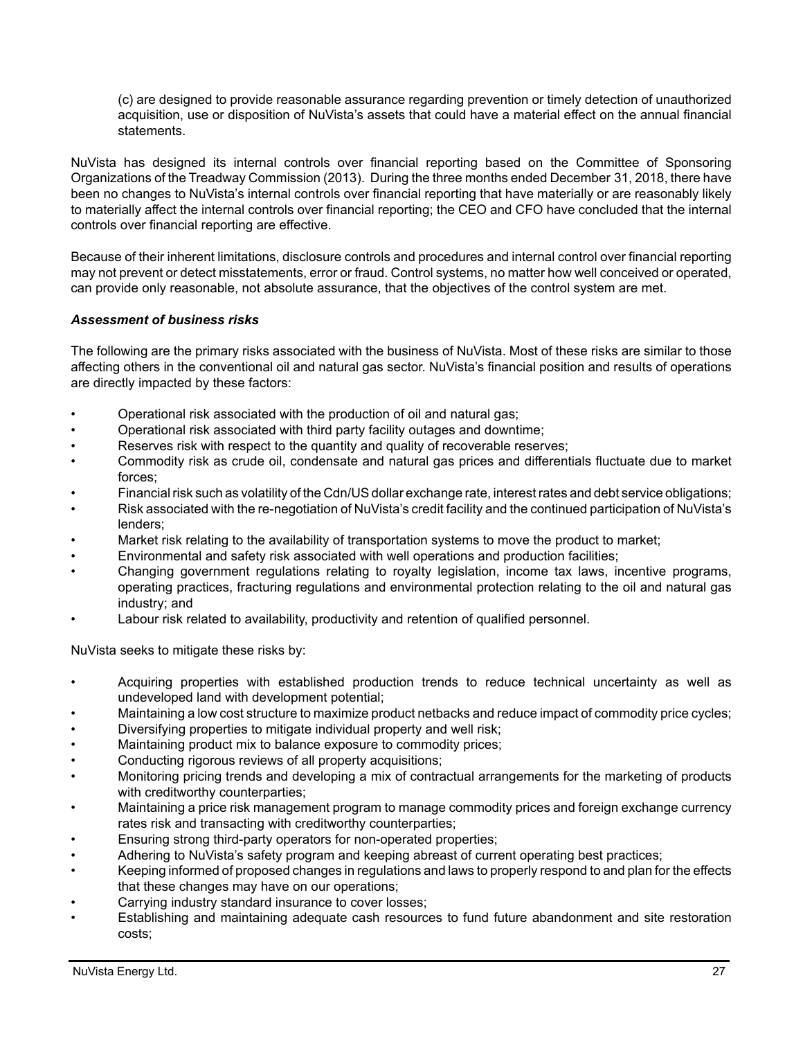(c) are designed to provide reasonable assurance regarding prevention or timely detection of unauthorized acquisition, use or disposition of NuVista's assets that could have a material effect on the annual financial statements.

NuVista has designed its internal controls over financial reporting based on the Committee of Sponsoring Organizations of the Treadway Commission (2013). During the three months ended December 31, 2018, there have been no changes to NuVista's internal controls over financial reporting that have materially or are reasonably likely to materially affect the internal controls over financial reporting; the CEO and CFO have concluded that the internal controls over financial reporting are effective.

Because of their inherent limitations, disclosure controls and procedures and internal control over financial reporting may not prevent or detect misstatements, error or fraud. Control systems, no matter how well conceived or operated, can provide only reasonable, not absolute assurance, that the objectives of the control system are met.

***Assessment of business risks***

The following are the primary risks associated with the business of NuVista. Most of these risks are similar to those affecting others in the conventional oil and natural gas sector. NuVista's financial position and results of operations are directly impacted by these factors:

- Operational risk associated with the production of oil and natural gas;
- Operational risk associated with third party facility outages and downtime;
- Reserves risk with respect to the quantity and quality of recoverable reserves;
- Commodity risk as crude oil, condensate and natural gas prices and differentials fluctuate due to market forces;
- Financial risk such as volatility of the Cdn/US dollar exchange rate, interest rates and debt service obligations;
- Risk associated with the re-negotiation of NuVista's credit facility and the continued participation of NuVista's lenders;
- Market risk relating to the availability of transportation systems to move the product to market;
- Environmental and safety risk associated with well operations and production facilities;
- Changing government regulations relating to royalty legislation, income tax laws, incentive programs, operating practices, fracturing regulations and environmental protection relating to the oil and natural gas industry; and
- Labour risk related to availability, productivity and retention of qualified personnel.

NuVista seeks to mitigate these risks by:

- Acquiring properties with established production trends to reduce technical uncertainty as well as undeveloped land with development potential;
- Maintaining a low cost structure to maximize product netbacks and reduce impact of commodity price cycles;
- Diversifying properties to mitigate individual property and well risk;
- Maintaining product mix to balance exposure to commodity prices;
- Conducting rigorous reviews of all property acquisitions;
- Monitoring pricing trends and developing a mix of contractual arrangements for the marketing of products with creditworthy counterparties;
- Maintaining a price risk management program to manage commodity prices and foreign exchange currency rates risk and transacting with creditworthy counterparties;
- Ensuring strong third-party operators for non-operated properties;
- Adhering to NuVista's safety program and keeping abreast of current operating best practices;
- Keeping informed of proposed changes in regulations and laws to properly respond to and plan for the effects that these changes may have on our operations;
- Carrying industry standard insurance to cover losses;
- Establishing and maintaining adequate cash resources to fund future abandonment and site restoration costs;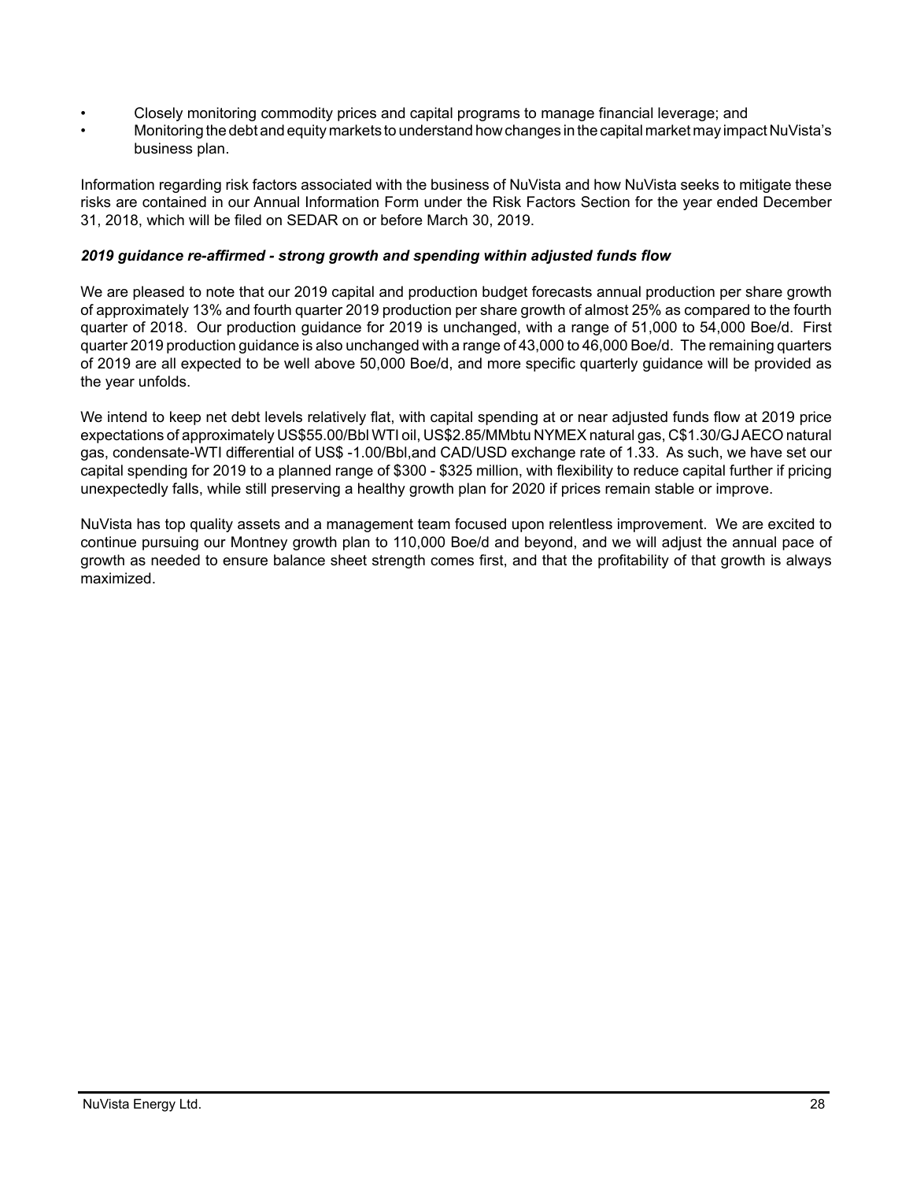- Closely monitoring commodity prices and capital programs to manage financial leverage; and
- Monitoring the debt and equity markets to understand how changes in the capital market may impact NuVista's business plan.

Information regarding risk factors associated with the business of NuVista and how NuVista seeks to mitigate these risks are contained in our Annual Information Form under the Risk Factors Section for the year ended December 31, 2018, which will be filed on SEDAR on or before March 30, 2019.

***2019 guidance re-affirmed - strong growth and spending within adjusted funds flow***

We are pleased to note that our 2019 capital and production budget forecasts annual production per share growth of approximately 13% and fourth quarter 2019 production per share growth of almost 25% as compared to the fourth quarter of 2018. Our production guidance for 2019 is unchanged, with a range of 51,000 to 54,000 Boe/d. First quarter 2019 production guidance is also unchanged with a range of 43,000 to 46,000 Boe/d. The remaining quarters of 2019 are all expected to be well above 50,000 Boe/d, and more specific quarterly guidance will be provided as the year unfolds.

We intend to keep net debt levels relatively flat, with capital spending at or near adjusted funds flow at 2019 price expectations of approximately US$55.00/Bbl WTI oil, US$2.85/MMbtu NYMEX natural gas, C$1.30/GJ AECO natural gas, condensate-WTI differential of US$ -1.00/Bbl,and CAD/USD exchange rate of 1.33. As such, we have set our capital spending for 2019 to a planned range of $300 - $325 million, with flexibility to reduce capital further if pricing unexpectedly falls, while still preserving a healthy growth plan for 2020 if prices remain stable or improve.

NuVista has top quality assets and a management team focused upon relentless improvement. We are excited to continue pursuing our Montney growth plan to 110,000 Boe/d and beyond, and we will adjust the annual pace of growth as needed to ensure balance sheet strength comes first, and that the profitability of that growth is always maximized.